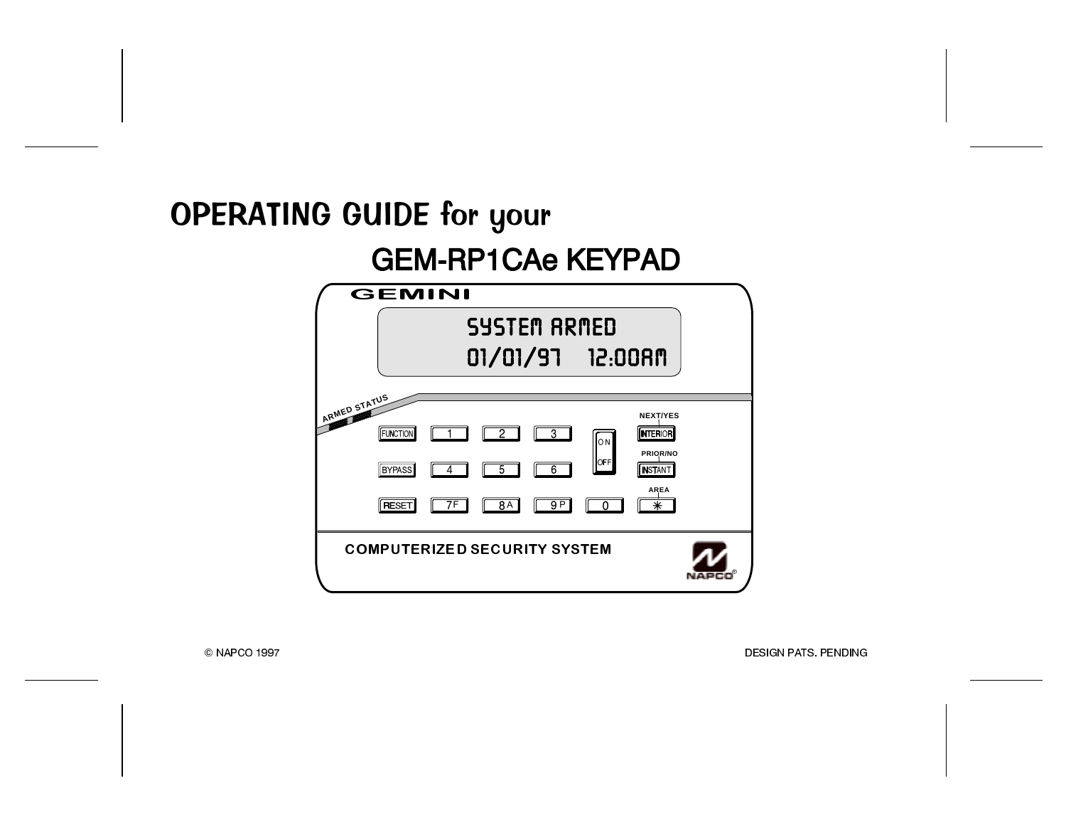# OPERATING GUIDE for your

# GEM-RP1CAe KEYPAD

GEMINI

SYSTEM ARMED
01/01/97 12:00AM

ARMED STATUS

FUNCTION | 1 | 2 | 3 | ON/OFF | NEXT/YES INTERIOR
BYPASS | 4 | 5 | 6 | | PRIOR/NO INSTANT
RESET | 7F | 8A | 9P | 0 | AREA *

COMPUTERIZED SECURITY SYSTEM

NAPCO®

© NAPCO 1997

DESIGN PATS. PENDING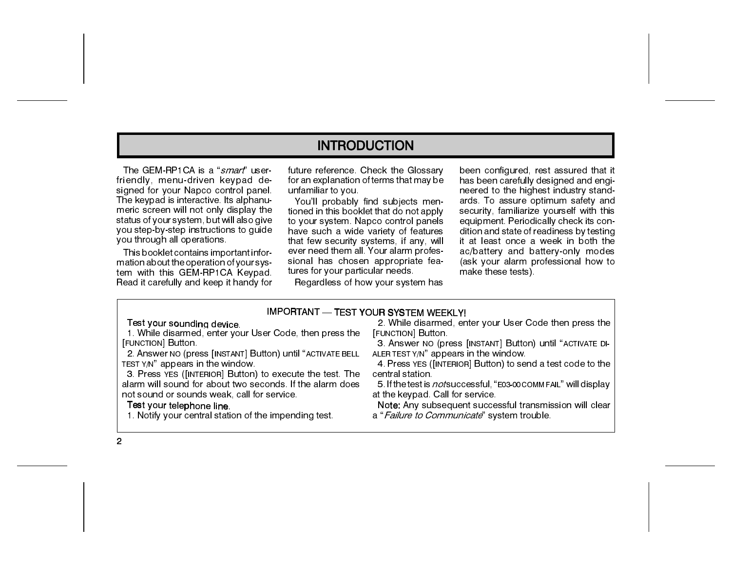# INTRODUCTION

The GEM-RP1CA is a "*smart*" user-friendly, menu-driven keypad designed for your Napco control panel. The keypad is interactive. Its alphanumeric screen will not only display the status of your system, but will also give you step-by-step instructions to guide you through all operations.

This booklet contains important information about the operation of your system with this GEM-RP1CA Keypad. Read it carefully and keep it handy for future reference. Check the Glossary for an explanation of terms that may be unfamiliar to you.

You'll probably find subjects mentioned in this booklet that do not apply to your system. Napco control panels have such a wide variety of features that few security systems, if any, will ever need them all. Your alarm professional has chosen appropriate features for your particular needs.

Regardless of how your system has been configured, rest assured that it has been carefully designed and engineered to the highest industry standards. To assure optimum safety and security, familiarize yourself with this equipment. Periodically check its condition and state of readiness by testing it at least once a week in both the ac/battery and battery-only modes (ask your alarm professional how to make these tests).

**IMPORTANT — TEST YOUR SYSTEM WEEKLY!**

**Test your sounding device.**

1. While disarmed, enter your User Code, then press the [FUNCTION] Button.
2. Answer NO (press [INSTANT] Button) until "ACTIVATE BELL TEST Y/N" appears in the window.
3. Press YES ([INTERIOR] Button) to execute the test. The alarm will sound for about two seconds. If the alarm does not sound or sounds weak, call for service.

**Test your telephone line.**

1. Notify your central station of the impending test.
2. While disarmed, enter your User Code then press the [FUNCTION] Button.
3. Answer NO (press [INSTANT] Button) until "ACTIVATE DIALER TEST Y/N" appears in the window.
4. Press YES ([INTERIOR] Button) to send a test code to the central station.
5. If the test is *not* successful, "E03-00 COMM FAIL" will display at the keypad. Call for service.

**Note:** Any subsequent successful transmission will clear a "*Failure to Communicate*" system trouble.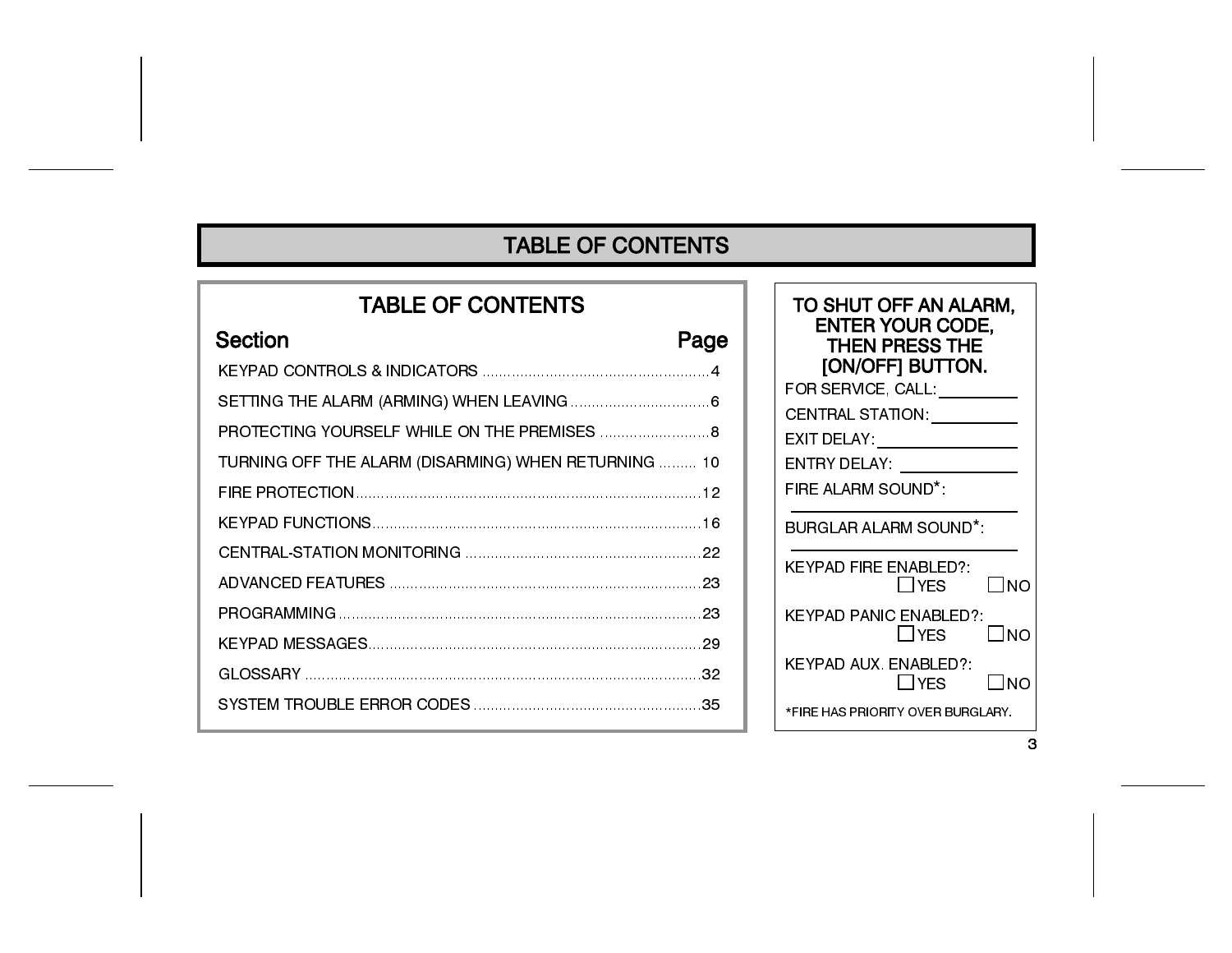# TABLE OF CONTENTS

## TABLE OF CONTENTS

| Section | Page |
|---|---|
| KEYPAD CONTROLS & INDICATORS | 4 |
| SETTING THE ALARM (ARMING) WHEN LEAVING | 6 |
| PROTECTING YOURSELF WHILE ON THE PREMISES | 8 |
| TURNING OFF THE ALARM (DISARMING) WHEN RETURNING | 10 |
| FIRE PROTECTION | 12 |
| KEYPAD FUNCTIONS | 16 |
| CENTRAL-STATION MONITORING | 22 |
| ADVANCED FEATURES | 23 |
| PROGRAMMING | 23 |
| KEYPAD MESSAGES | 29 |
| GLOSSARY | 32 |
| SYSTEM TROUBLE ERROR CODES | 35 |

**TO SHUT OFF AN ALARM, ENTER YOUR CODE, THEN PRESS THE [ON/OFF] BUTTON.**

FOR SERVICE, CALL: \_\_\_\_\_\_\_\_\_\_

CENTRAL STATION: \_\_\_\_\_\_\_\_\_\_

EXIT DELAY: \_\_\_\_\_\_\_\_\_\_

ENTRY DELAY: \_\_\_\_\_\_\_\_\_\_

FIRE ALARM SOUND*: \_\_\_\_\_\_\_\_\_\_

BURGLAR ALARM SOUND*: \_\_\_\_\_\_\_\_\_\_

KEYPAD FIRE ENABLED?: ☐ YES ☐ NO

KEYPAD PANIC ENABLED?: ☐ YES ☐ NO

KEYPAD AUX. ENABLED?: ☐ YES ☐ NO

*FIRE HAS PRIORITY OVER BURGLARY.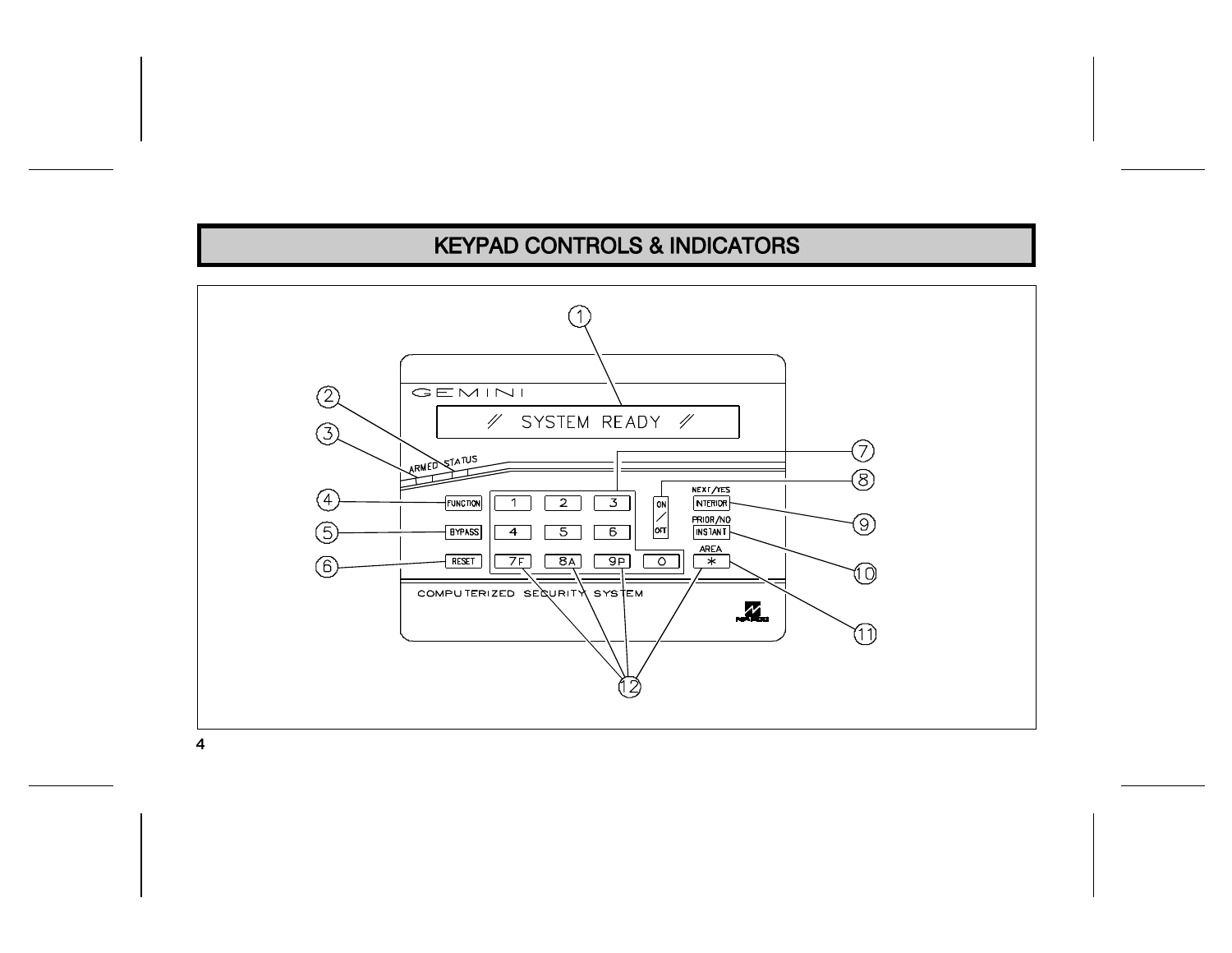# KEYPAD CONTROLS & INDICATORS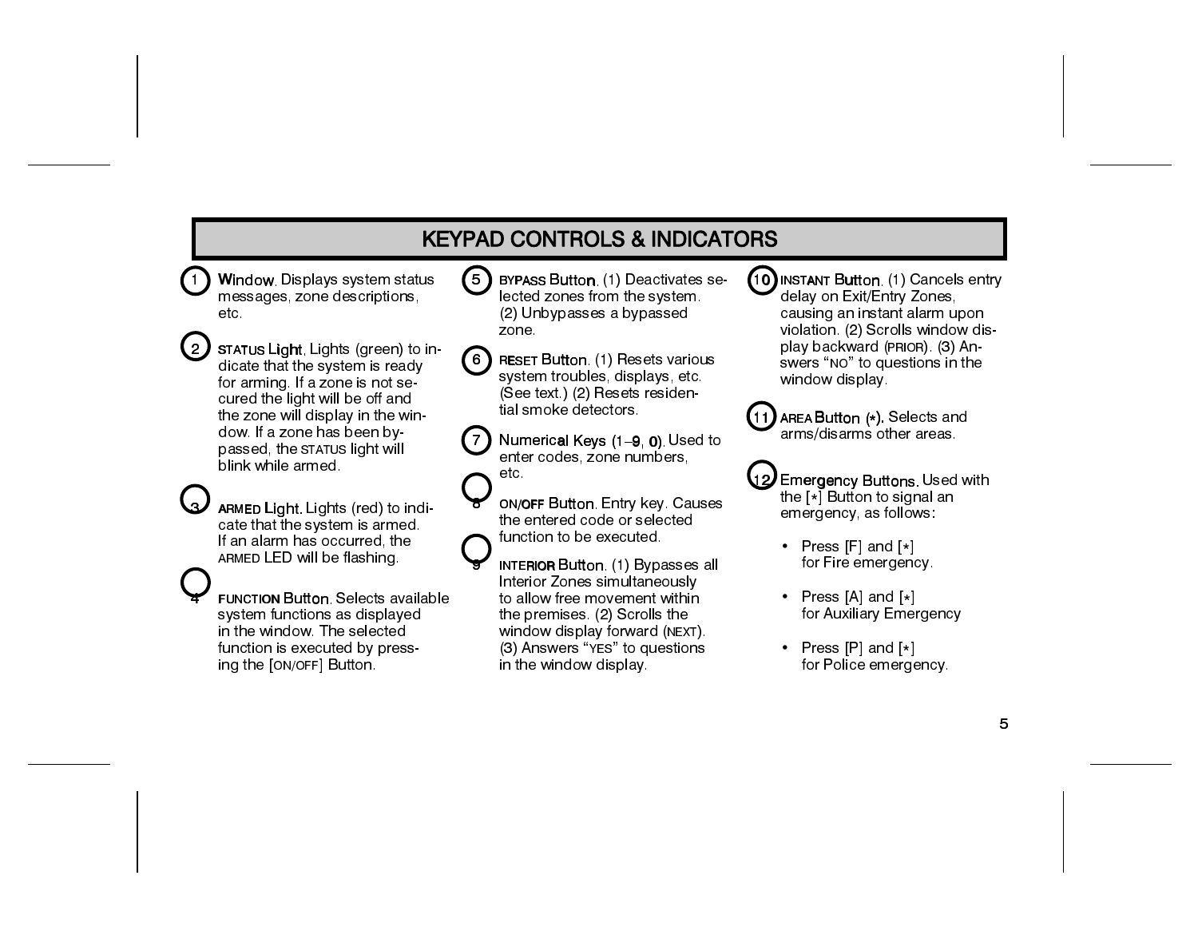# KEYPAD CONTROLS & INDICATORS

1. **Window.** Displays system status messages, zone descriptions, etc.

2. **STATUS Light.** Lights (green) to indicate that the system is ready for arming. If a zone is not secured the light will be off and the zone will display in the window. If a zone has been bypassed, the STATUS light will blink while armed.

3. **ARMED Light.** Lights (red) to indicate that the system is armed. If an alarm has occurred, the ARMED LED will be flashing.

4. **FUNCTION Button.** Selects available system functions as displayed in the window. The selected function is executed by pressing the [ON/OFF] Button.

5. **BYPASS Button.** (1) Deactivates selected zones from the system. (2) Unbypasses a bypassed zone.

6. **RESET Button.** (1) Resets various system troubles, displays, etc. (See text.) (2) Resets residential smoke detectors.

7. **Numerical Keys (1–9, 0).** Used to enter codes, zone numbers, etc.

8. **ON/OFF Button.** Entry key. Causes the entered code or selected function to be executed.

9. **INTERIOR Button.** (1) Bypasses all Interior Zones simultaneously to allow free movement within the premises. (2) Scrolls the window display forward (NEXT). (3) Answers "YES" to questions in the window display.

10. **INSTANT Button.** (1) Cancels entry delay on Exit/Entry Zones, causing an instant alarm upon violation. (2) Scrolls window display backward (PRIOR). (3) Answers "NO" to questions in the window display.

11. **AREA Button (*).** Selects and arms/disarms other areas.

12. **Emergency Buttons.** Used with the [*] Button to signal an emergency, as follows:

    - Press [F] and [*] for Fire emergency.
    - Press [A] and [*] for Auxiliary Emergency
    - Press [P] and [*] for Police emergency.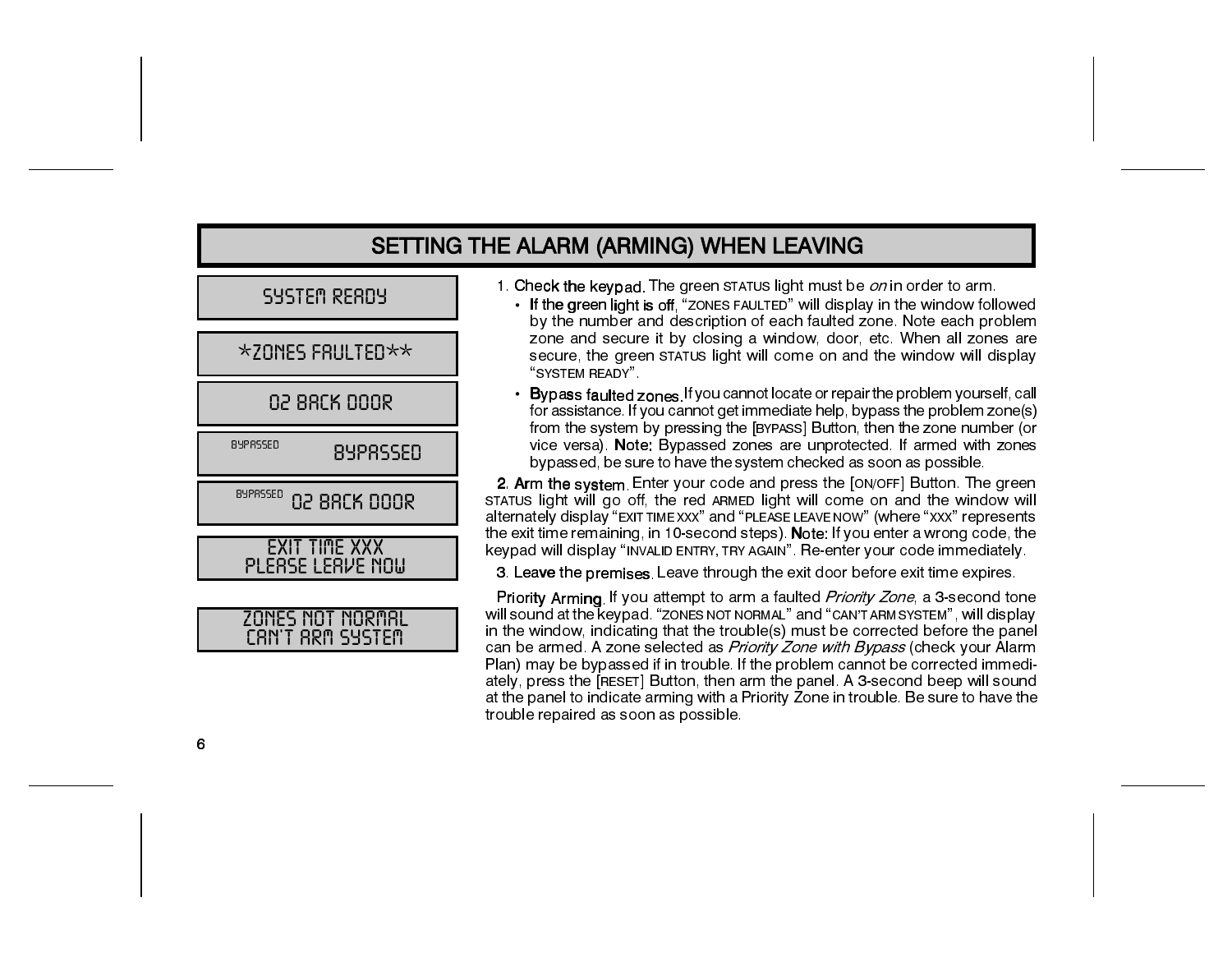# SETTING THE ALARM (ARMING) WHEN LEAVING

SYSTEM READY

*ZONES FAULTED**

02 BACK DOOR

BYPASSED BYPASSED

BYPASSED 02 BACK DOOR

EXIT TIME XXX
PLEASE LEAVE NOW

ZONES NOT NORMAL
CAN'T ARM SYSTEM

1. **Check the keypad.** The green STATUS light must be *on* in order to arm.
   - **If the green light is off**, "ZONES FAULTED" will display in the window followed by the number and description of each faulted zone. Note each problem zone and secure it by closing a window, door, etc. When all zones are secure, the green STATUS light will come on and the window will display "SYSTEM READY".
   - **Bypass faulted zones.** If you cannot locate or repair the problem yourself, call for assistance. If you cannot get immediate help, bypass the problem zone(s) from the system by pressing the [BYPASS] Button, then the zone number (or vice versa). **Note:** Bypassed zones are unprotected. If armed with zones bypassed, be sure to have the system checked as soon as possible.

2. **Arm the system.** Enter your code and press the [ON/OFF] Button. The green STATUS light will go off, the red ARMED light will come on and the window will alternately display "EXIT TIME XXX" and "PLEASE LEAVE NOW" (where "XXX" represents the exit time remaining, in 10-second steps). **Note:** If you enter a wrong code, the keypad will display "INVALID ENTRY, TRY AGAIN". Re-enter your code immediately.

3. **Leave the premises.** Leave through the exit door before exit time expires.

**Priority Arming.** If you attempt to arm a faulted *Priority Zone*, a 3-second tone will sound at the keypad. "ZONES NOT NORMAL" and "CAN'T ARM SYSTEM", will display in the window, indicating that the trouble(s) must be corrected before the panel can be armed. A zone selected as *Priority Zone with Bypass* (check your Alarm Plan) may be bypassed if in trouble. If the problem cannot be corrected immediately, press the [RESET] Button, then arm the panel. A 3-second beep will sound at the panel to indicate arming with a Priority Zone in trouble. Be sure to have the trouble repaired as soon as possible.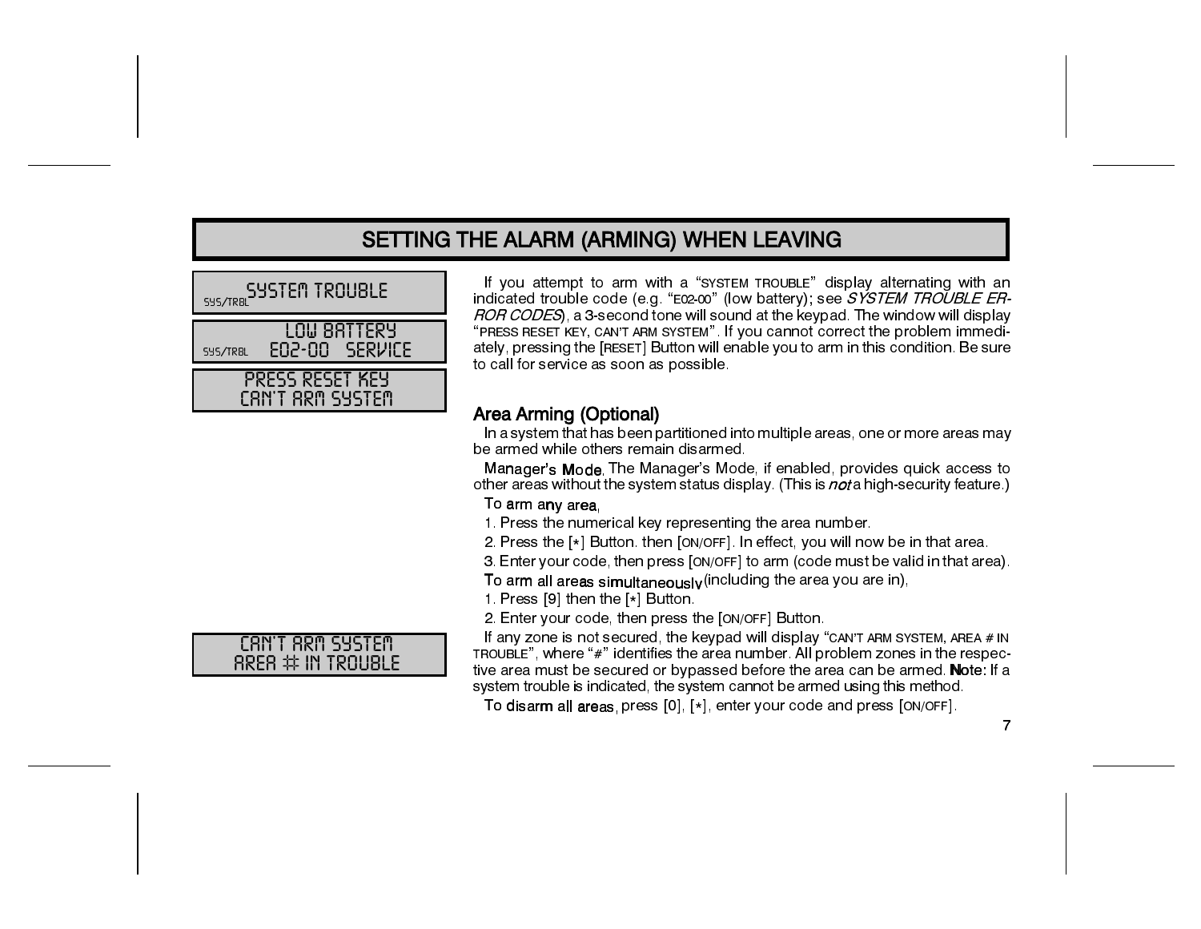# SETTING THE ALARM (ARMING) WHEN LEAVING

```
SYS/TRBL  SYSTEM TROUBLE
```

```
          LOW BATTERY
SYS/TRBL  E02-00  SERVICE
```

```
PRESS RESET KEY
CAN'T ARM SYSTEM
```

If you attempt to arm with a "SYSTEM TROUBLE" display alternating with an indicated trouble code (e.g. "E02-00" (low battery); see *SYSTEM TROUBLE ERROR CODES*), a 3-second tone will sound at the keypad. The window will display "PRESS RESET KEY, CAN'T ARM SYSTEM". If you cannot correct the problem immediately, pressing the [RESET] Button will enable you to arm in this condition. Be sure to call for service as soon as possible.

## Area Arming (Optional)

In a system that has been partitioned into multiple areas, one or more areas may be armed while others remain disarmed.

**Manager's Mode.** The Manager's Mode, if enabled, provides quick access to other areas without the system status display. (This is *not* a high-security feature.)

**To arm any area,**

1. Press the numerical key representing the area number.
2. Press the [*] Button. then [ON/OFF]. In effect, you will now be in that area.
3. Enter your code, then press [ON/OFF] to arm (code must be valid in that area).

**To arm all areas simultaneously** (including the area you are in),

1. Press [9] then the [*] Button.
2. Enter your code, then press the [ON/OFF] Button.

```
CAN'T ARM SYSTEM
AREA # IN TROUBLE
```

If any zone is not secured, the keypad will display "CAN'T ARM SYSTEM, AREA # IN TROUBLE", where "#" identifies the area number. All problem zones in the respective area must be secured or bypassed before the area can be armed. **Note:** If a system trouble is indicated, the system cannot be armed using this method.

**To disarm all areas,** press [0], [*], enter your code and press [ON/OFF].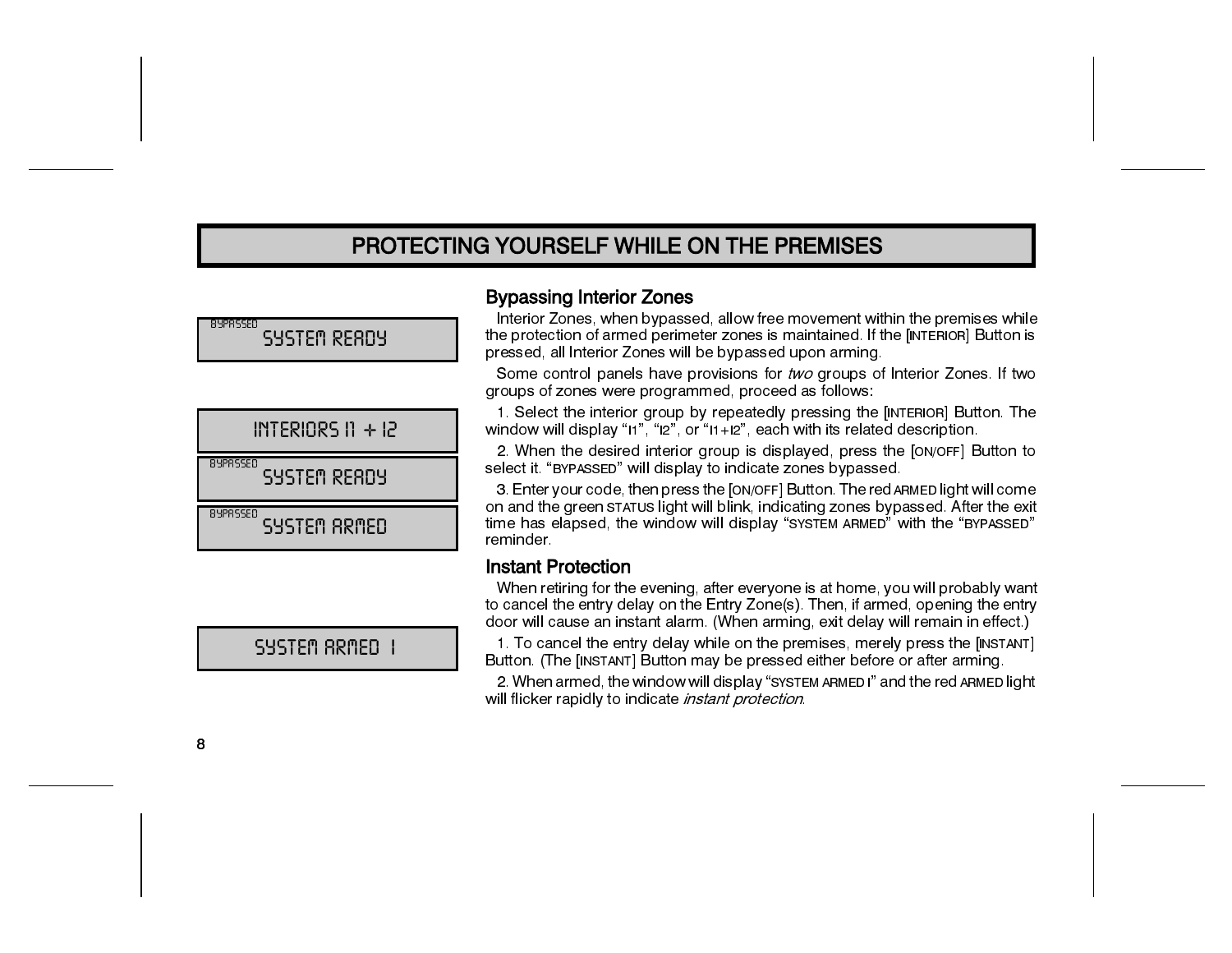# PROTECTING YOURSELF WHILE ON THE PREMISES

BYPASSED
SYSTEM READY

## Bypassing Interior Zones

Interior Zones, when bypassed, allow free movement within the premises while the protection of armed perimeter zones is maintained. If the [INTERIOR] Button is pressed, all Interior Zones will be bypassed upon arming.

Some control panels have provisions for *two* groups of Interior Zones. If two groups of zones were programmed, proceed as follows:

INTERIORS I1 + I2

BYPASSED
SYSTEM READY

BYPASSED
SYSTEM ARMED

1. Select the interior group by repeatedly pressing the [INTERIOR] Button. The window will display "I1", "I2", or "I1+I2", each with its related description.

2. When the desired interior group is displayed, press the [ON/OFF] Button to select it. "BYPASSED" will display to indicate zones bypassed.

3. Enter your code, then press the [ON/OFF] Button. The red ARMED light will come on and the green STATUS light will blink, indicating zones bypassed. After the exit time has elapsed, the window will display "SYSTEM ARMED" with the "BYPASSED" reminder.

## Instant Protection

When retiring for the evening, after everyone is at home, you will probably want to cancel the entry delay on the Entry Zone(s). Then, if armed, opening the entry door will cause an instant alarm. (When arming, exit delay will remain in effect.)

SYSTEM ARMED I

1. To cancel the entry delay while on the premises, merely press the [INSTANT] Button. (The [INSTANT] Button may be pressed either before or after arming.

2. When armed, the window will display "SYSTEM ARMED I" and the red ARMED light will flicker rapidly to indicate *instant protection*.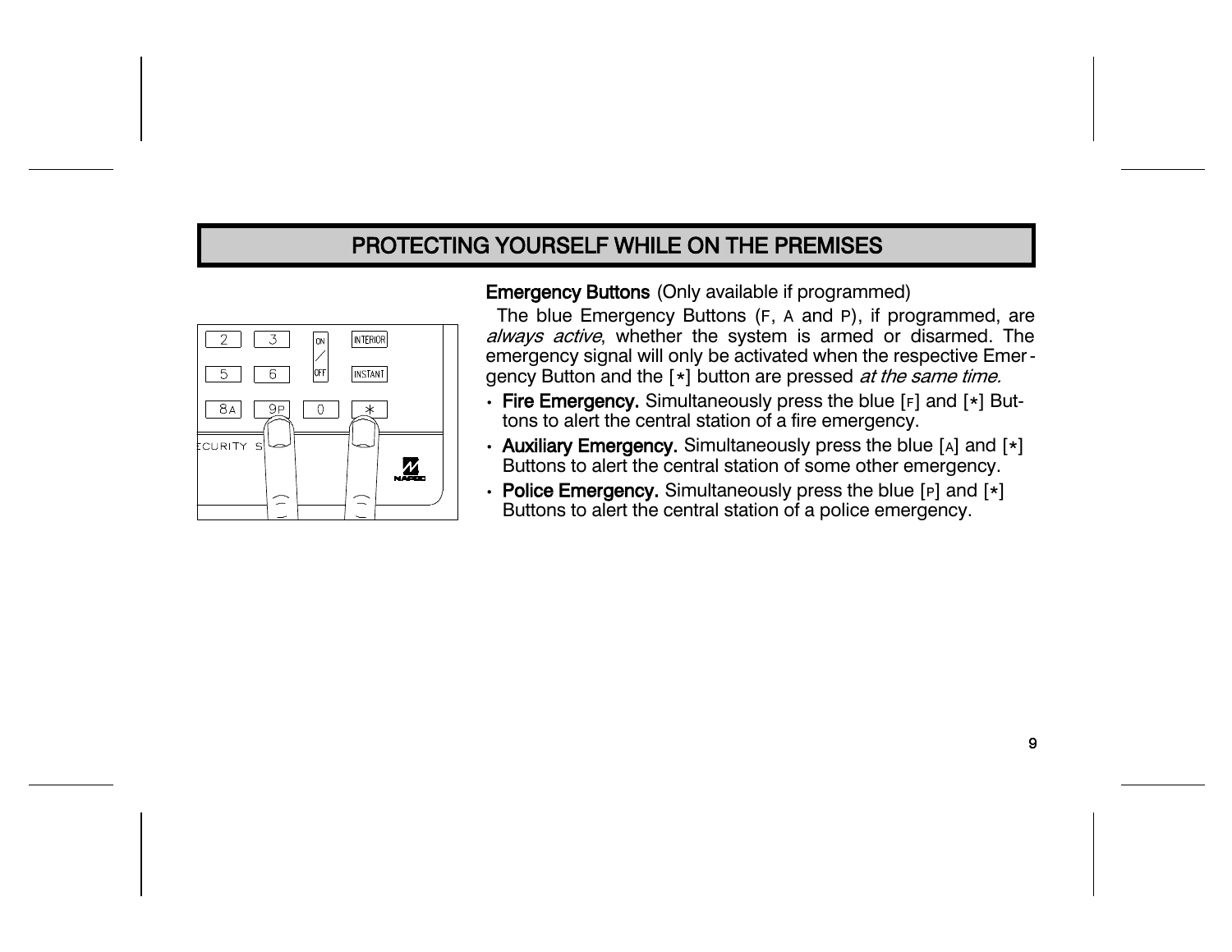## PROTECTING YOURSELF WHILE ON THE PREMISES

**Emergency Buttons** (Only available if programmed)

The blue Emergency Buttons (F, A and P), if programmed, are *always active*, whether the system is armed or disarmed. The emergency signal will only be activated when the respective Emergency Button and the [*] button are pressed *at the same time.*

- **Fire Emergency.** Simultaneously press the blue [F] and [*] Buttons to alert the central station of a fire emergency.
- **Auxiliary Emergency.** Simultaneously press the blue [A] and [*] Buttons to alert the central station of some other emergency.
- **Police Emergency.** Simultaneously press the blue [P] and [*] Buttons to alert the central station of a police emergency.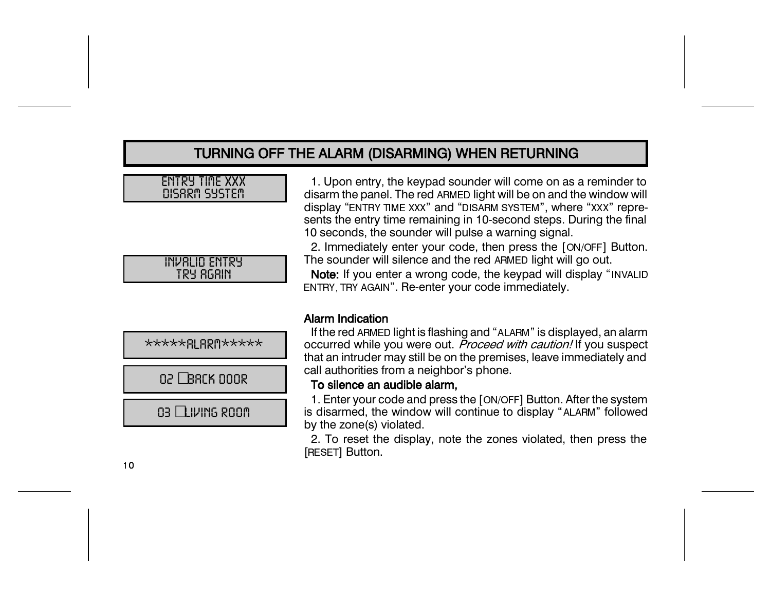## TURNING OFF THE ALARM (DISARMING) WHEN RETURNING

```
ENTRY TIME XXX
DISARM SYSTEM
```

1. Upon entry, the keypad sounder will come on as a reminder to disarm the panel. The red ARMED light will be on and the window will display "ENTRY TIME XXX" and "DISARM SYSTEM", where "XXX" represents the entry time remaining in 10-second steps. During the final 10 seconds, the sounder will pulse a warning signal.

2. Immediately enter your code, then press the [ON/OFF] Button. The sounder will silence and the red ARMED light will go out.

```
INVALID ENTRY
TRY AGAIN
```

**Note:** If you enter a wrong code, the keypad will display "INVALID ENTRY, TRY AGAIN". Re-enter your code immediately.

**Alarm Indication**

```
*****ALARM*****
```

If the red ARMED light is flashing and "ALARM" is displayed, an alarm occurred while you were out. *Proceed with caution!* If you suspect that an intruder may still be on the premises, leave immediately and call authorities from a neighbor's phone.

```
02 □BACK DOOR
```

```
03 □LIVING ROOM
```

**To silence an audible alarm,**

1. Enter your code and press the [ON/OFF] Button. After the system is disarmed, the window will continue to display "ALARM" followed by the zone(s) violated.

2. To reset the display, note the zones violated, then press the [RESET] Button.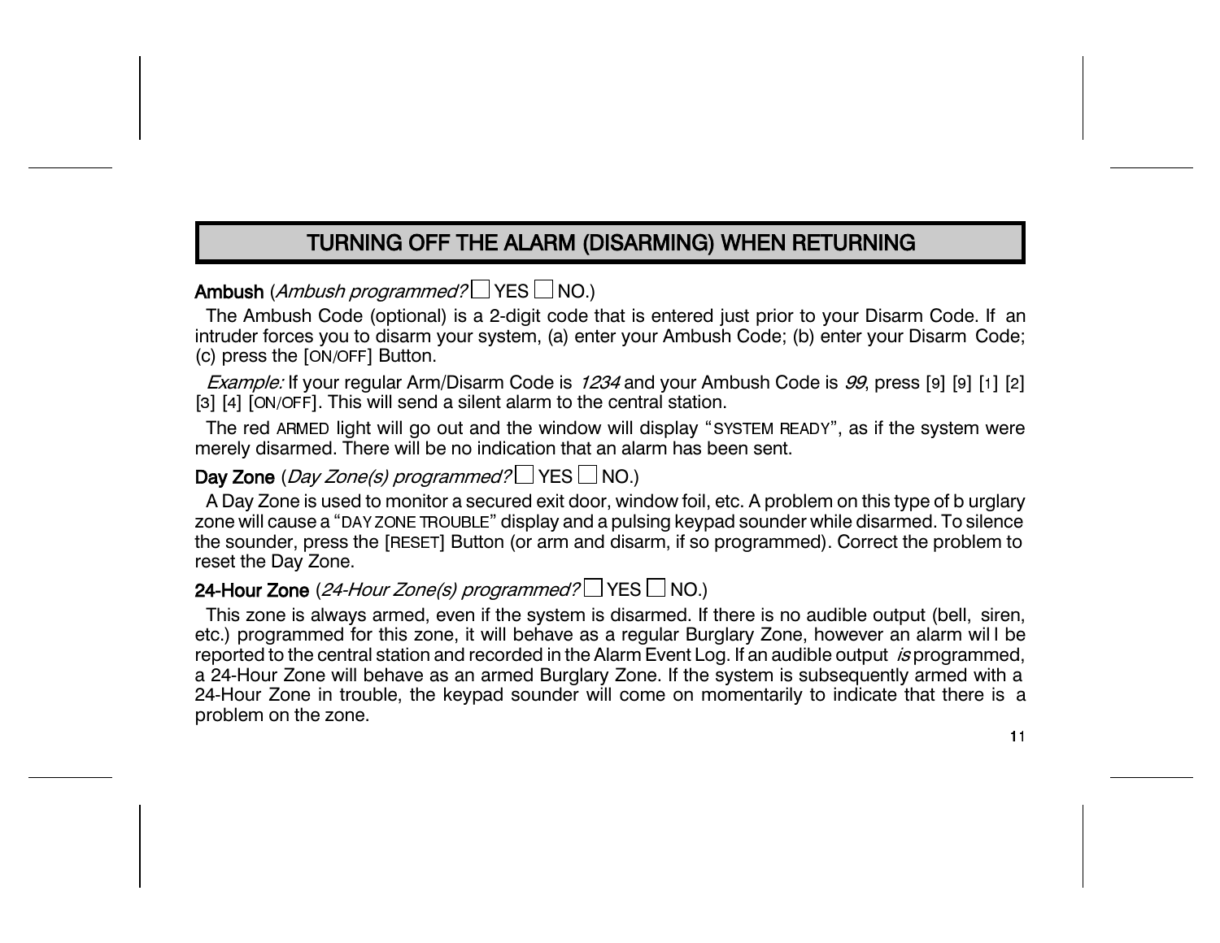## TURNING OFF THE ALARM (DISARMING) WHEN RETURNING

**Ambush** (*Ambush programmed?* ☐ YES ☐ NO.)

The Ambush Code (optional) is a 2-digit code that is entered just prior to your Disarm Code. If an intruder forces you to disarm your system, (a) enter your Ambush Code; (b) enter your Disarm Code; (c) press the [ON/OFF] Button.

*Example:* If your regular Arm/Disarm Code is *1234* and your Ambush Code is *99*, press [9] [9] [1] [2] [3] [4] [ON/OFF]. This will send a silent alarm to the central station.

The red ARMED light will go out and the window will display "SYSTEM READY", as if the system were merely disarmed. There will be no indication that an alarm has been sent.

**Day Zone** (*Day Zone(s) programmed?* ☐ YES ☐ NO.)

A Day Zone is used to monitor a secured exit door, window foil, etc. A problem on this type of burglary zone will cause a "DAY ZONE TROUBLE" display and a pulsing keypad sounder while disarmed. To silence the sounder, press the [RESET] Button (or arm and disarm, if so programmed). Correct the problem to reset the Day Zone.

**24-Hour Zone** (*24-Hour Zone(s) programmed?* ☐ YES ☐ NO.)

This zone is always armed, even if the system is disarmed. If there is no audible output (bell, siren, etc.) programmed for this zone, it will behave as a regular Burglary Zone, however an alarm will be reported to the central station and recorded in the Alarm Event Log. If an audible output *is* programmed, a 24-Hour Zone will behave as an armed Burglary Zone. If the system is subsequently armed with a 24-Hour Zone in trouble, the keypad sounder will come on momentarily to indicate that there is a problem on the zone.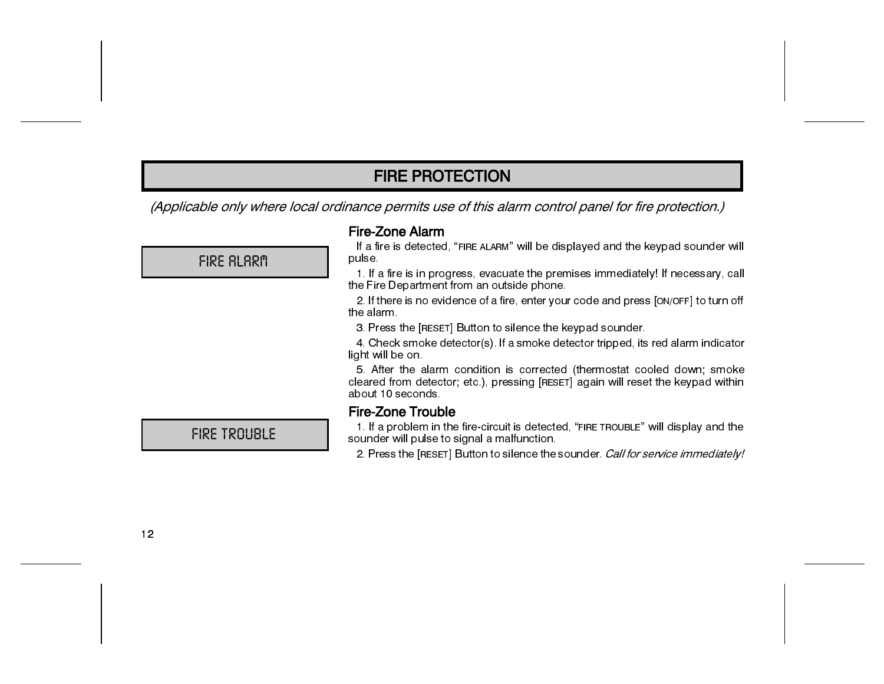# FIRE PROTECTION

*(Applicable only where local ordinance permits use of this alarm control panel for fire protection.)*

FIRE ALARM

## Fire-Zone Alarm

If a fire is detected, "FIRE ALARM" will be displayed and the keypad sounder will pulse.

1. If a fire is in progress, evacuate the premises immediately! If necessary, call the Fire Department from an outside phone.
2. If there is no evidence of a fire, enter your code and press [ON/OFF] to turn off the alarm.
3. Press the [RESET] Button to silence the keypad sounder.
4. Check smoke detector(s). If a smoke detector tripped, its red alarm indicator light will be on.
5. After the alarm condition is corrected (thermostat cooled down; smoke cleared from detector; etc.), pressing [RESET] again will reset the keypad within about 10 seconds.

FIRE TROUBLE

## Fire-Zone Trouble

1. If a problem in the fire-circuit is detected, "FIRE TROUBLE" will display and the sounder will pulse to signal a malfunction.
2. Press the [RESET] Button to silence the sounder. *Call for service immediately!*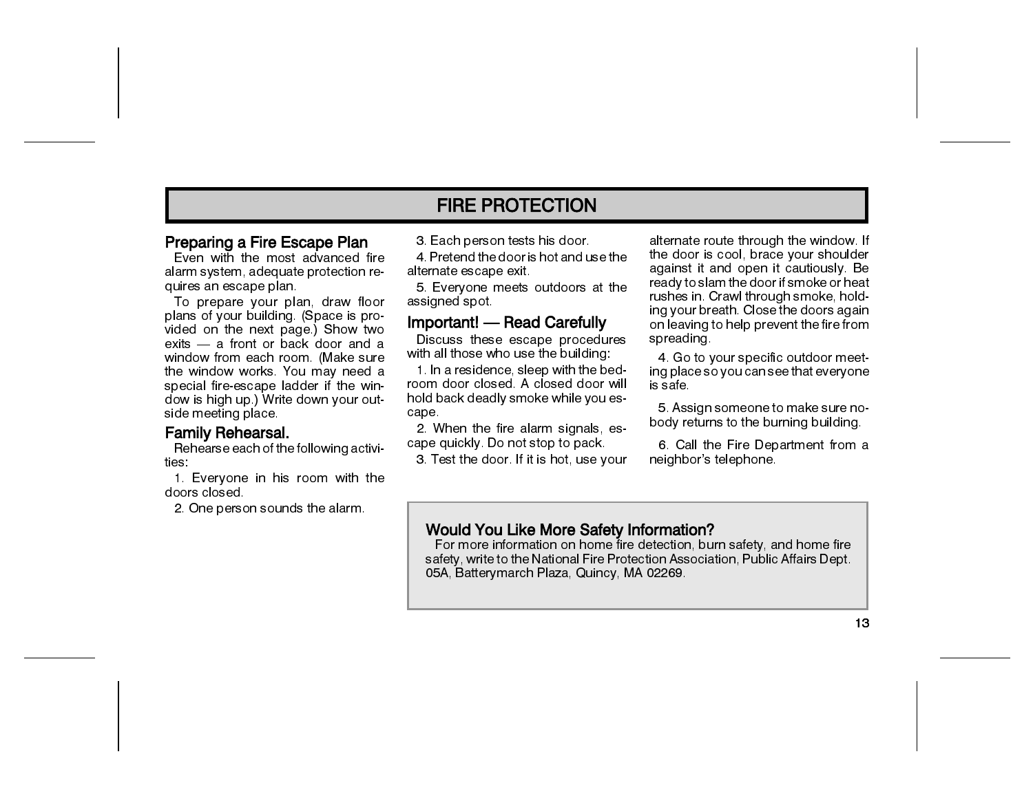# FIRE PROTECTION

## Preparing a Fire Escape Plan

Even with the most advanced fire alarm system, adequate protection requires an escape plan.

To prepare your plan, draw floor plans of your building. (Space is provided on the next page.) Show two exits — a front or back door and a window from each room. (Make sure the window works. You may need a special fire-escape ladder if the window is high up.) Write down your outside meeting place.

## Family Rehearsal.

Rehearse each of the following activities:

1. Everyone in his room with the doors closed.
2. One person sounds the alarm.
3. Each person tests his door.
4. Pretend the door is hot and use the alternate escape exit.
5. Everyone meets outdoors at the assigned spot.

## Important! — Read Carefully

Discuss these escape procedures with all those who use the building:

1. In a residence, sleep with the bedroom door closed. A closed door will hold back deadly smoke while you escape.
2. When the fire alarm signals, escape quickly. Do not stop to pack.
3. Test the door. If it is hot, use your alternate route through the window. If the door is cool, brace your shoulder against it and open it cautiously. Be ready to slam the door if smoke or heat rushes in. Crawl through smoke, holding your breath. Close the doors again on leaving to help prevent the fire from spreading.
4. Go to your specific outdoor meeting place so you can see that everyone is safe.
5. Assign someone to make sure nobody returns to the burning building.
6. Call the Fire Department from a neighbor's telephone.

## Would You Like More Safety Information?

For more information on home fire detection, burn safety, and home fire safety, write to the National Fire Protection Association, Public Affairs Dept. 05A, Batterymarch Plaza, Quincy, MA 02269.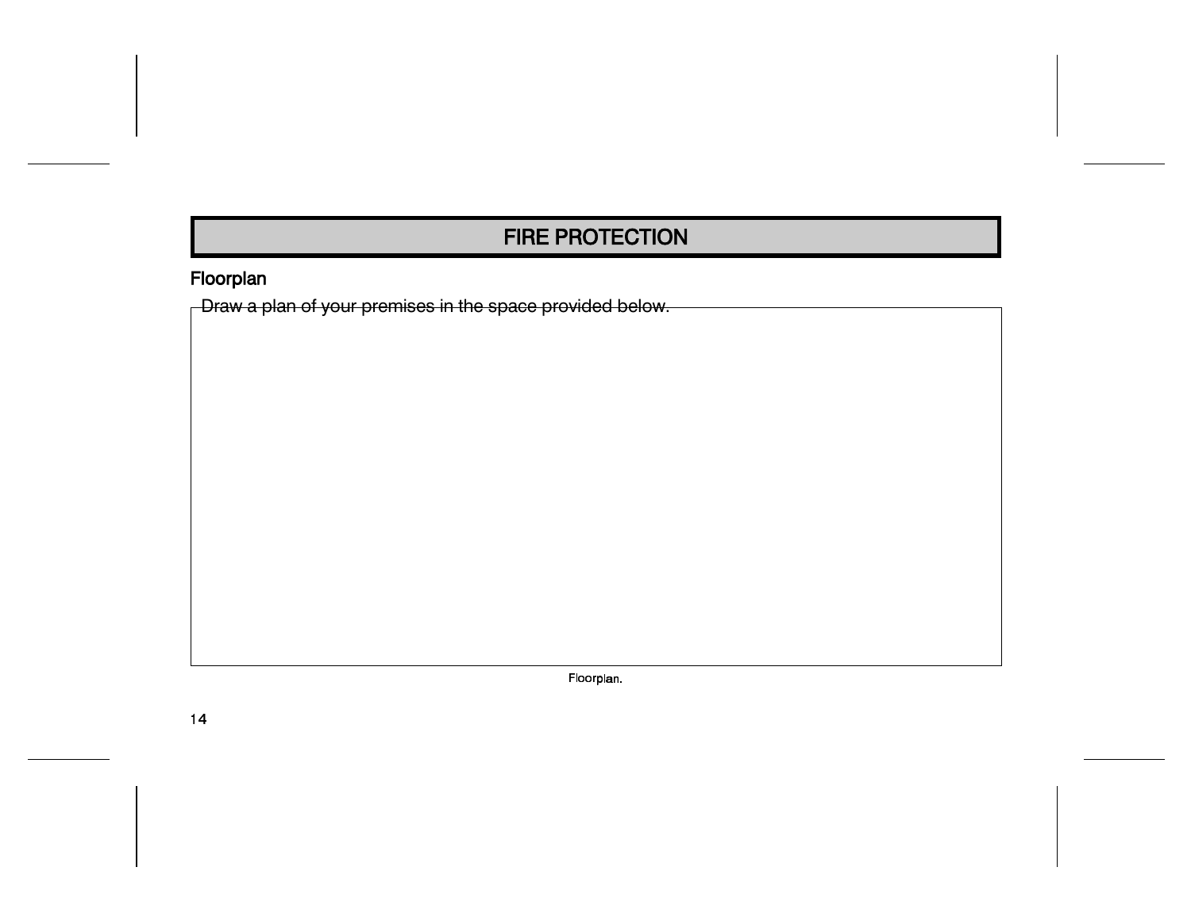# FIRE PROTECTION

## Floorplan

Draw a plan of your premises in the space provided below.

Floorplan.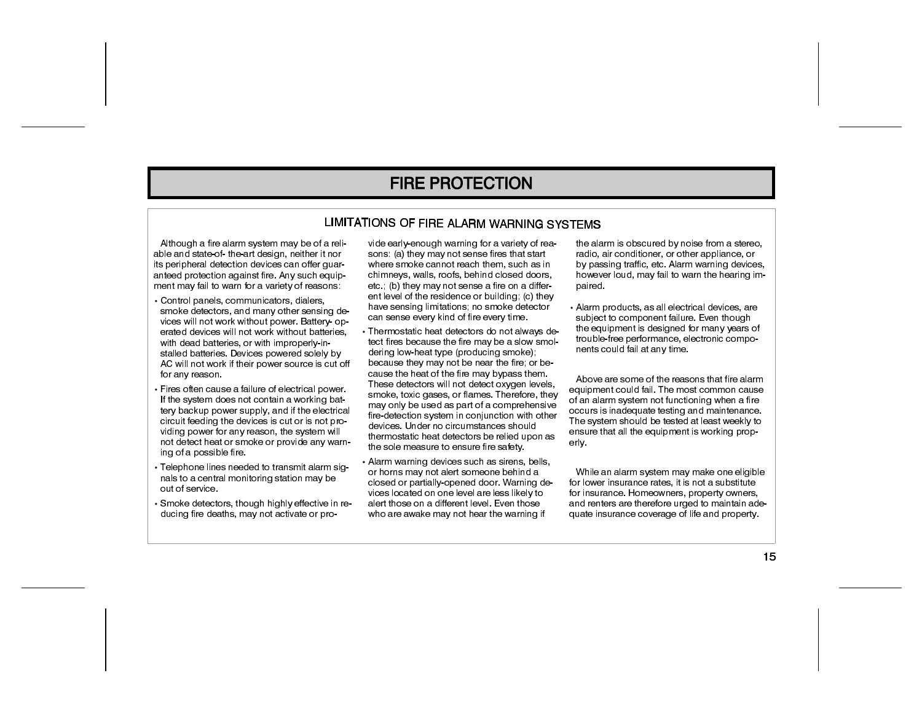# FIRE PROTECTION

## LIMITATIONS OF FIRE ALARM WARNING SYSTEMS

Although a fire alarm system may be of a reliable and state-of- the-art design, neither it nor its peripheral detection devices can offer guaranteed protection against fire. Any such equipment may fail to warn for a variety of reasons:

- Control panels, communicators, dialers, smoke detectors, and many other sensing devices will not work without power. Battery- operated devices will not work without batteries, with dead batteries, or with improperly-installed batteries. Devices powered solely by AC will not work if their power source is cut off for any reason.
- Fires often cause a failure of electrical power. If the system does not contain a working battery backup power supply, and if the electrical circuit feeding the devices is cut or is not providing power for any reason, the system will not detect heat or smoke or provide any warning of a possible fire.
- Telephone lines needed to transmit alarm signals to a central monitoring station may be out of service.
- Smoke detectors, though highly effective in reducing fire deaths, may not activate or provide early-enough warning for a variety of reasons: (a) they may not sense fires that start where smoke cannot reach them, such as in chimneys, walls, roofs, behind closed doors, etc.; (b) they may not sense a fire on a different level of the residence or building; (c) they have sensing limitations; no smoke detector can sense every kind of fire every time.
- Thermostatic heat detectors do not always detect fires because the fire may be a slow smoldering low-heat type (producing smoke); because they may not be near the fire; or because the heat of the fire may bypass them. These detectors will not detect oxygen levels, smoke, toxic gases, or flames. Therefore, they may only be used as part of a comprehensive fire-detection system in conjunction with other devices. Under no circumstances should thermostatic heat detectors be relied upon as the sole measure to ensure fire safety.
- Alarm warning devices such as sirens, bells, or horns may not alert someone behind a closed or partially-opened door. Warning devices located on one level are less likely to alert those on a different level. Even those who are awake may not hear the warning if the alarm is obscured by noise from a stereo, radio, air conditioner, or other appliance, or by passing traffic, etc. Alarm warning devices, however loud, may fail to warn the hearing impaired.
- Alarm products, as all electrical devices, are subject to component failure. Even though the equipment is designed for many years of trouble-free performance, electronic components could fail at any time.

Above are some of the reasons that fire alarm equipment could fail. The most common cause of an alarm system not functioning when a fire occurs is inadequate testing and maintenance. The system should be tested at least weekly to ensure that all the equipment is working properly.

While an alarm system may make one eligible for lower insurance rates, it is not a substitute for insurance. Homeowners, property owners, and renters are therefore urged to maintain adequate insurance coverage of life and property.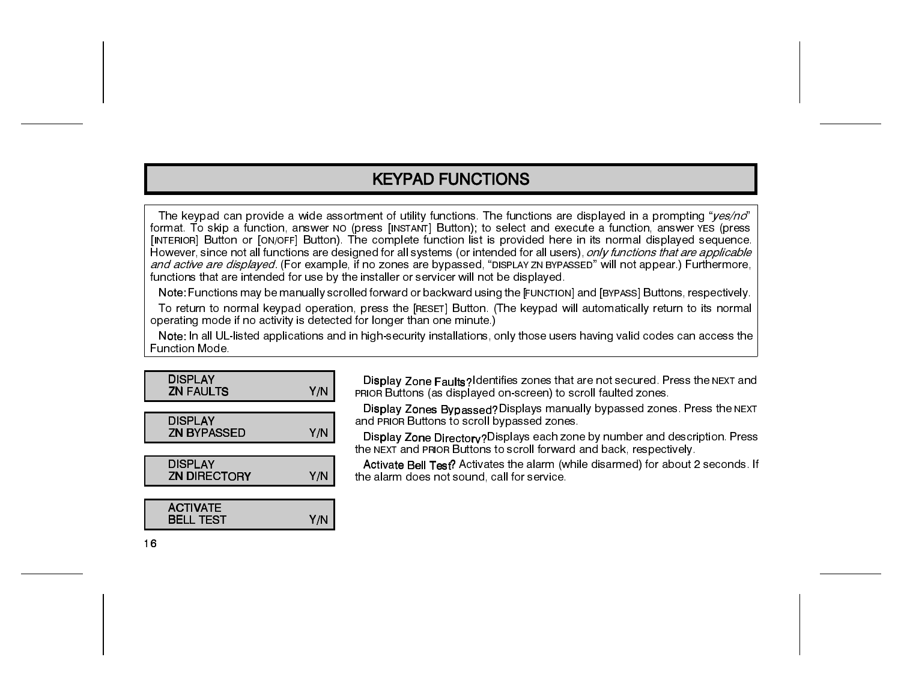# KEYPAD FUNCTIONS

The keypad can provide a wide assortment of utility functions. The functions are displayed in a prompting "*yes/no*" format. To skip a function, answer NO (press [INSTANT] Button); to select and execute a function, answer YES (press [INTERIOR] Button or [ON/OFF] Button). The complete function list is provided here in its normal displayed sequence. However, since not all functions are designed for all systems (or intended for all users), *only functions that are applicable and active are displayed*. (For example, if no zones are bypassed, "DISPLAY ZN BYPASSED" will not appear.) Furthermore, functions that are intended for use by the installer or servicer will not be displayed.

**Note:** Functions may be manually scrolled forward or backward using the [FUNCTION] and [BYPASS] Buttons, respectively.

To return to normal keypad operation, press the [RESET] Button. (The keypad will automatically return to its normal operating mode if no activity is detected for longer than one minute.)

**Note:** In all UL-listed applications and in high-security installations, only those users having valid codes can access the Function Mode.

```
DISPLAY
ZN FAULTS                Y/N
```

**Display Zone Faults?** Identifies zones that are not secured. Press the NEXT and PRIOR Buttons (as displayed on-screen) to scroll faulted zones.

```
DISPLAY
ZN BYPASSED              Y/N
```

**Display Zones Bypassed?** Displays manually bypassed zones. Press the NEXT and PRIOR Buttons to scroll bypassed zones.

```
DISPLAY
ZN DIRECTORY             Y/N
```

**Display Zone Directory?** Displays each zone by number and description. Press the NEXT and PRIOR Buttons to scroll forward and back, respectively.

```
ACTIVATE
BELL TEST                Y/N
```

**Activate Bell Test?** Activates the alarm (while disarmed) for about 2 seconds. If the alarm does not sound, call for service.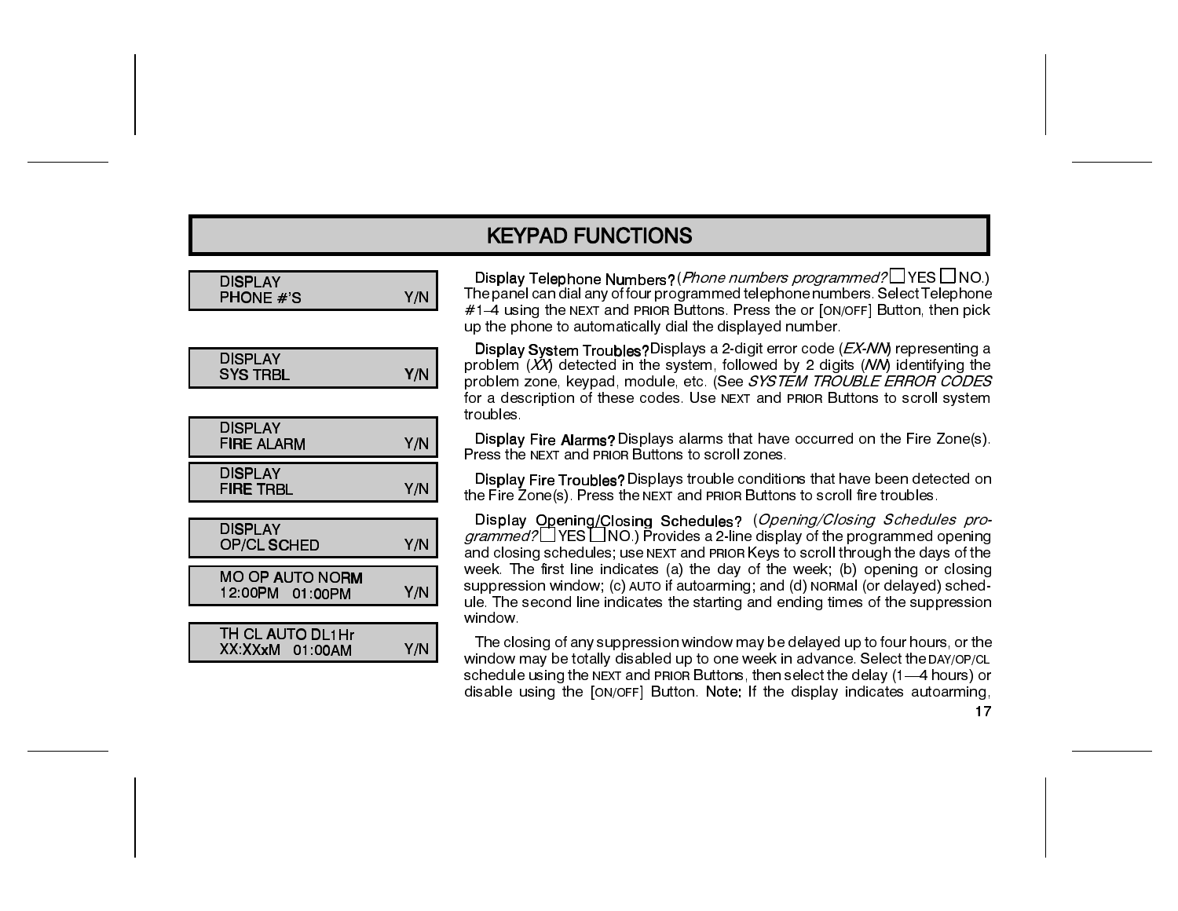# KEYPAD FUNCTIONS

```
DISPLAY
PHONE #'S                Y/N
```

**Display Telephone Numbers?** (*Phone numbers programmed?* ☐ YES ☐ NO.) The panel can dial any of four programmed telephone numbers. Select Telephone #1–4 using the NEXT and PRIOR Buttons. Press the or [ON/OFF] Button, then pick up the phone to automatically dial the displayed number.

```
DISPLAY
SYS TRBL                 Y/N
```

**Display System Troubles?** Displays a 2-digit error code (*EX-NN*) representing a problem (*XX*) detected in the system, followed by 2 digits (*NN*) identifying the problem zone, keypad, module, etc. (See *SYSTEM TROUBLE ERROR CODES* for a description of these codes. Use NEXT and PRIOR Buttons to scroll system troubles.

```
DISPLAY
FIRE ALARM               Y/N
```

**Display Fire Alarms?** Displays alarms that have occurred on the Fire Zone(s). Press the NEXT and PRIOR Buttons to scroll zones.

```
DISPLAY
FIRE TRBL                Y/N
```

**Display Fire Troubles?** Displays trouble conditions that have been detected on the Fire Zone(s). Press the NEXT and PRIOR Buttons to scroll fire troubles.

```
DISPLAY
OP/CL SCHED              Y/N
```

```
MO OP AUTO NORM
12:00PM   01:00PM        Y/N
```

```
TH CL AUTO DL1Hr
XX:XXxM   01:00AM        Y/N
```

**Display Opening/Closing Schedules?** (*Opening/Closing Schedules programmed?* ☐ YES ☐ NO.) Provides a 2-line display of the programmed opening and closing schedules; use NEXT and PRIOR Keys to scroll through the days of the week. The first line indicates (a) the day of the week; (b) opening or closing suppression window; (c) AUTO if autoarming; and (d) NORMal (or delayed) schedule. The second line indicates the starting and ending times of the suppression window.

The closing of any suppression window may be delayed up to four hours, or the window may be totally disabled up to one week in advance. Select the DAY/OP/CL schedule using the NEXT and PRIOR Buttons, then select the delay (1—4 hours) or disable using the [ON/OFF] Button. **Note:** If the display indicates autoarming,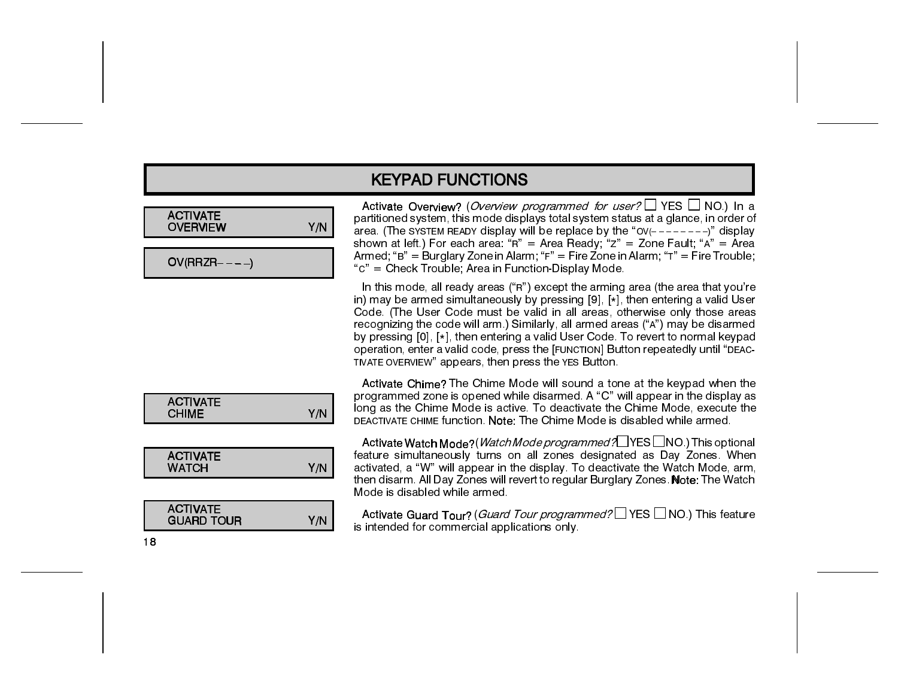# KEYPAD FUNCTIONS

```
ACTIVATE
OVERVIEW            Y/N
```

```
OV(RRZR– – – –)
```

**Activate Overview?** (*Overview programmed for user?* ☐ YES ☐ NO.) In a partitioned system, this mode displays total system status at a glance, in order of area. (The SYSTEM READY display will be replace by the "OV(– – – – – – – –)" display shown at left.) For each area: "R" = Area Ready; "Z" = Zone Fault; "A" = Area Armed; "B" = Burglary Zone in Alarm; "F" = Fire Zone in Alarm; "T" = Fire Trouble; "C" = Check Trouble; Area in Function-Display Mode.

In this mode, all ready areas ("R") except the arming area (the area that you're in) may be armed simultaneously by pressing [9], [*], then entering a valid User Code. (The User Code must be valid in all areas, otherwise only those areas recognizing the code will arm.) Similarly, all armed areas ("A") may be disarmed by pressing [0], [*], then entering a valid User Code. To revert to normal keypad operation, enter a valid code, press the [FUNCTION] Button repeatedly until "DEACTIVATE OVERVIEW" appears, then press the YES Button.

```
ACTIVATE
CHIME               Y/N
```

**Activate Chime?** The Chime Mode will sound a tone at the keypad when the programmed zone is opened while disarmed. A "C" will appear in the display as long as the Chime Mode is active. To deactivate the Chime Mode, execute the DEACTIVATE CHIME function. **Note:** The Chime Mode is disabled while armed.

```
ACTIVATE
WATCH               Y/N
```

**Activate Watch Mode?** (*Watch Mode programmed?* ☐ YES ☐ NO.) This optional feature simultaneously turns on all zones designated as Day Zones. When activated, a "W" will appear in the display. To deactivate the Watch Mode, arm, then disarm. All Day Zones will revert to regular Burglary Zones. **Note:** The Watch Mode is disabled while armed.

```
ACTIVATE
GUARD TOUR          Y/N
```

**Activate Guard Tour?** (*Guard Tour programmed?* ☐ YES ☐ NO.) This feature is intended for commercial applications only.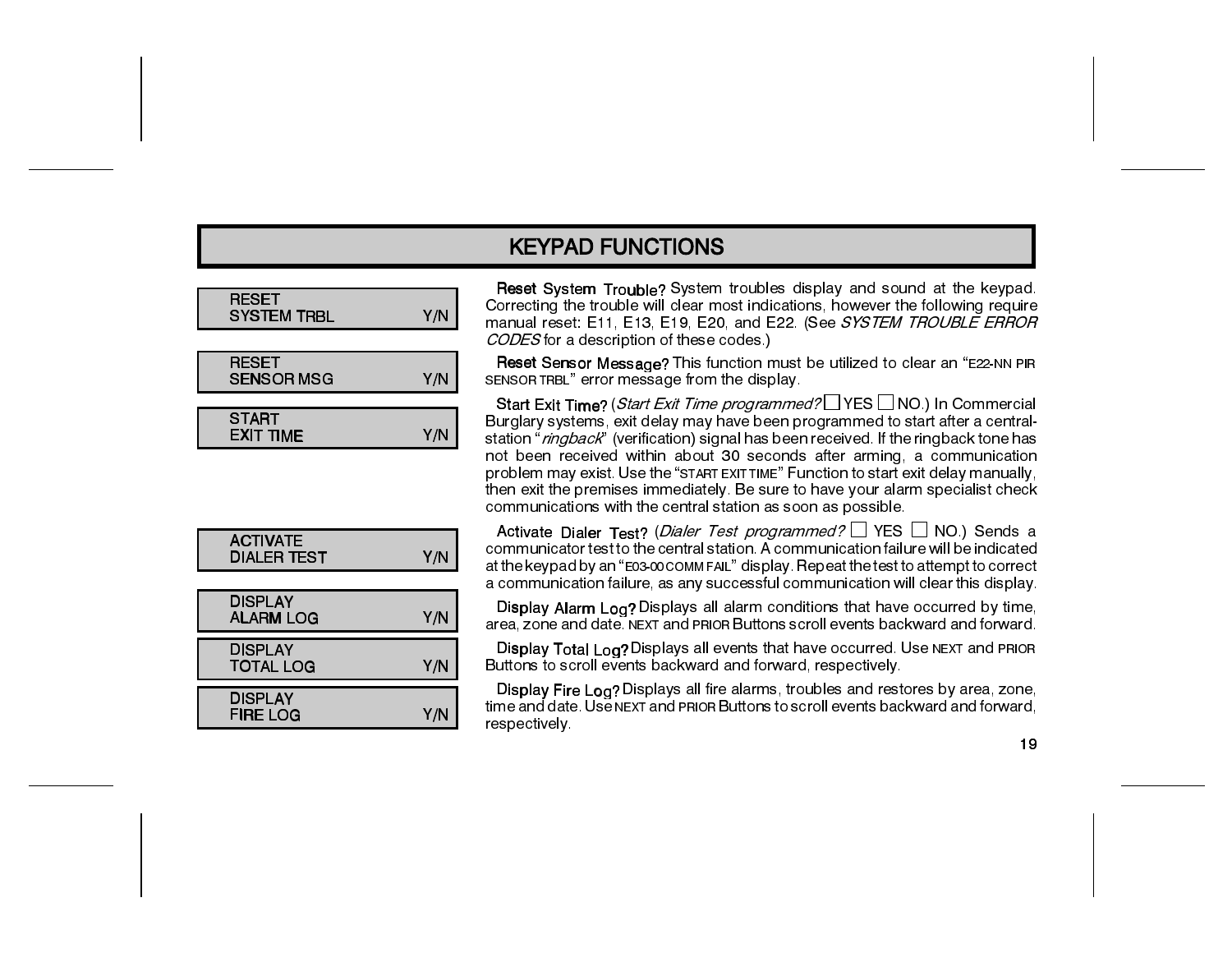# KEYPAD FUNCTIONS

```
RESET
SYSTEM TRBL          Y/N
```

**Reset System Trouble?** System troubles display and sound at the keypad. Correcting the trouble will clear most indications, however the following require manual reset: E11, E13, E19, E20, and E22. (See *SYSTEM TROUBLE ERROR CODES* for a description of these codes.)

```
RESET
SENSOR MSG           Y/N
```

**Reset Sensor Message?** This function must be utilized to clear an "E22-NN PIR SENSOR TRBL" error message from the display.

```
START
EXIT TIME            Y/N
```

**Start Exit Time?** (*Start Exit Time programmed?* ☐ YES ☐ NO.) In Commercial Burglary systems, exit delay may have been programmed to start after a central-station "*ringback*" (verification) signal has been received. If the ringback tone has not been received within about 30 seconds after arming, a communication problem may exist. Use the "START EXIT TIME" Function to start exit delay manually, then exit the premises immediately. Be sure to have your alarm specialist check communications with the central station as soon as possible.

```
ACTIVATE
DIALER TEST          Y/N
```

**Activate Dialer Test?** (*Dialer Test programmed?* ☐ YES ☐ NO.) Sends a communicator test to the central station. A communication failure will be indicated at the keypad by an "E03-00 COMM FAIL" display. Repeat the test to attempt to correct a communication failure, as any successful communication will clear this display.

```
DISPLAY
ALARM LOG            Y/N
```

**Display Alarm Log?** Displays all alarm conditions that have occurred by time, area, zone and date. NEXT and PRIOR Buttons scroll events backward and forward.

```
DISPLAY
TOTAL LOG            Y/N
```

**Display Total Log?** Displays all events that have occurred. Use NEXT and PRIOR Buttons to scroll events backward and forward, respectively.

```
DISPLAY
FIRE LOG             Y/N
```

**Display Fire Log?** Displays all fire alarms, troubles and restores by area, zone, time and date. Use NEXT and PRIOR Buttons to scroll events backward and forward, respectively.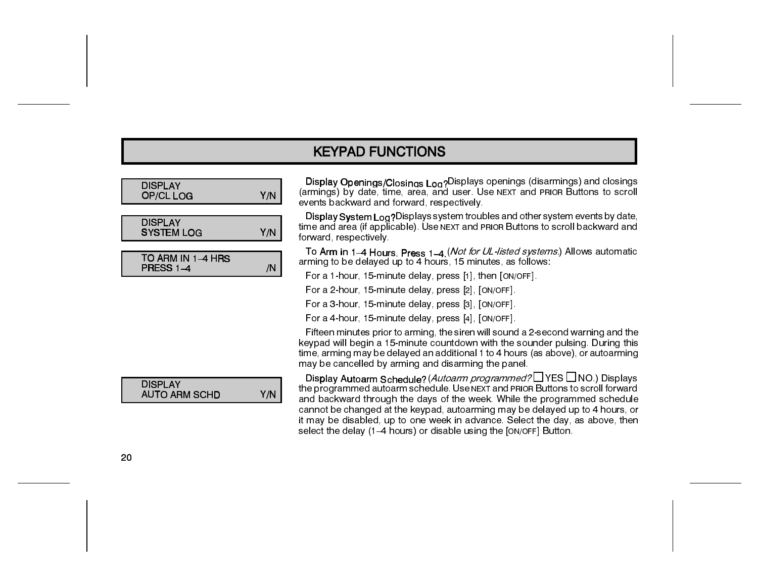# KEYPAD FUNCTIONS

```
DISPLAY
OP/CL LOG                  Y/N
```

**Display Openings/Closings Log?** Displays openings (disarmings) and closings (armings) by date, time, area, and user. Use NEXT and PRIOR Buttons to scroll events backward and forward, respectively.

```
DISPLAY
SYSTEM LOG                 Y/N
```

**Display System Log?** Displays system troubles and other system events by date, time and area (if applicable). Use NEXT and PRIOR Buttons to scroll backward and forward, respectively.

```
TO ARM IN 1–4 HRS
PRESS 1–4                   /N
```

**To Arm in 1–4 Hours, Press 1–4.** (*Not for UL-listed systems.*) Allows automatic arming to be delayed up to 4 hours, 15 minutes, as follows:

For a 1-hour, 15-minute delay, press [1], then [ON/OFF].

For a 2-hour, 15-minute delay, press [2], [ON/OFF].

For a 3-hour, 15-minute delay, press [3], [ON/OFF].

For a 4-hour, 15-minute delay, press [4], [ON/OFF].

Fifteen minutes prior to arming, the siren will sound a 2-second warning and the keypad will begin a 15-minute countdown with the sounder pulsing. During this time, arming may be delayed an additional 1 to 4 hours (as above), or autoarming may be cancelled by arming and disarming the panel.

```
DISPLAY
AUTO ARM SCHD              Y/N
```

**Display Autoarm Schedule?** (*Autoarm programmed?* ☐ YES ☐ NO.) Displays the programmed autoarm schedule. Use NEXT and PRIOR Buttons to scroll forward and backward through the days of the week. While the programmed schedule cannot be changed at the keypad, autoarming may be delayed up to 4 hours, or it may be disabled, up to one week in advance. Select the day, as above, then select the delay (1–4 hours) or disable using the [ON/OFF] Button.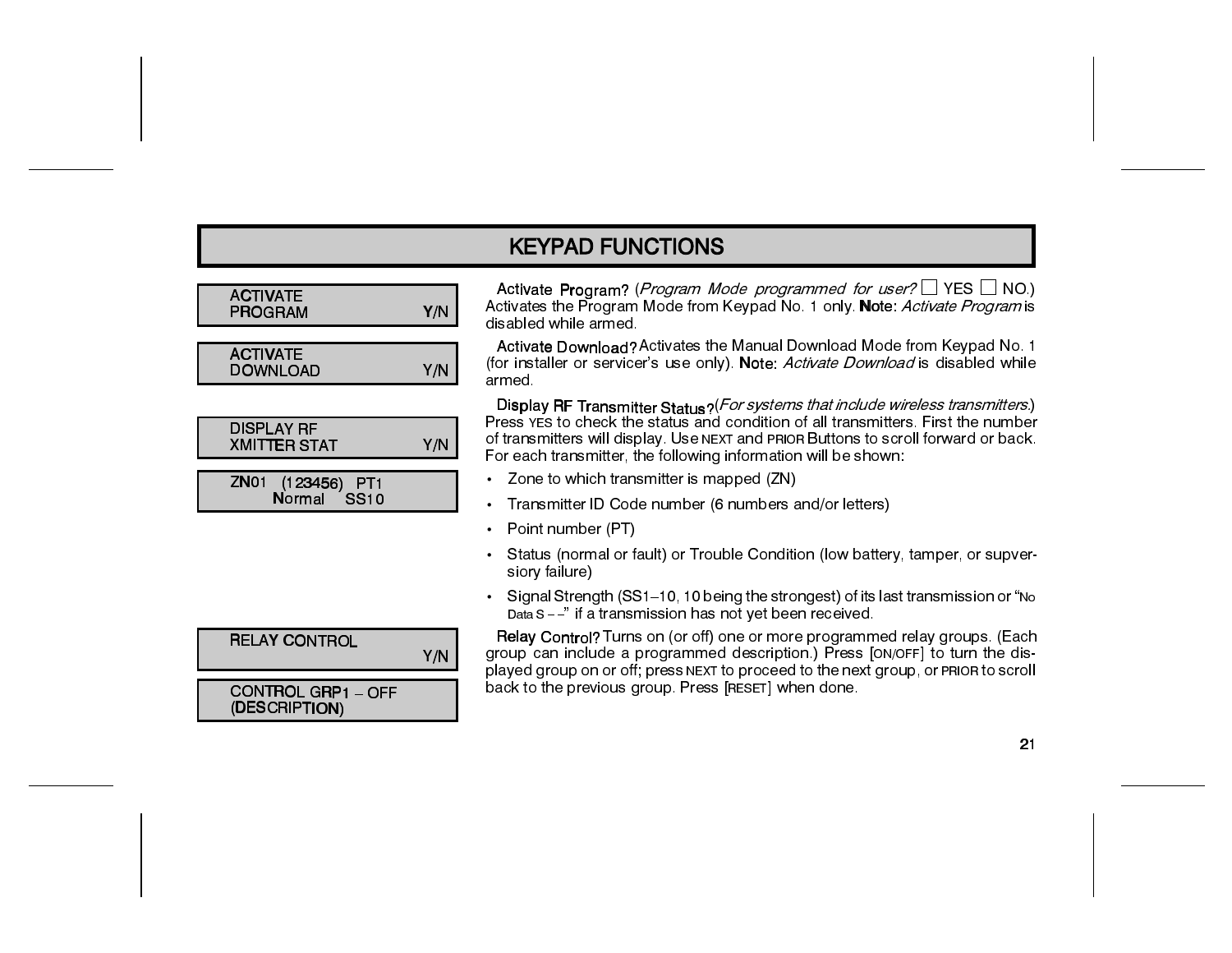# KEYPAD FUNCTIONS

```
ACTIVATE
PROGRAM                Y/N
```

**Activate Program?** (*Program Mode programmed for user?* ☐ YES ☐ NO.) Activates the Program Mode from Keypad No. 1 only. **Note:** *Activate Program* is disabled while armed.

```
ACTIVATE
DOWNLOAD               Y/N
```

**Activate Download?** Activates the Manual Download Mode from Keypad No. 1 (for installer or servicer's use only). **Note:** *Activate Download* is disabled while armed.

```
DISPLAY RF
XMITTER STAT           Y/N
```

```
ZN01  (123456)  PT1
      Normal    SS10
```

**Display RF Transmitter Status?** (*For systems that include wireless transmitters.*) Press YES to check the status and condition of all transmitters. First the number of transmitters will display. Use NEXT and PRIOR Buttons to scroll forward or back. For each transmitter, the following information will be shown:

- Zone to which transmitter is mapped (ZN)
- Transmitter ID Code number (6 numbers and/or letters)
- Point number (PT)
- Status (normal or fault) or Trouble Condition (low battery, tamper, or supversiory failure)
- Signal Strength (SS1–10, 10 being the strongest) of its last transmission or "No Data S – –" if a transmission has not yet been received.

```
RELAY CONTROL
                       Y/N
```

```
CONTROL GRP1 – OFF
(DESCRIPTION)
```

**Relay Control?** Turns on (or off) one or more programmed relay groups. (Each group can include a programmed description.) Press [ON/OFF] to turn the displayed group on or off; press NEXT to proceed to the next group, or PRIOR to scroll back to the previous group. Press [RESET] when done.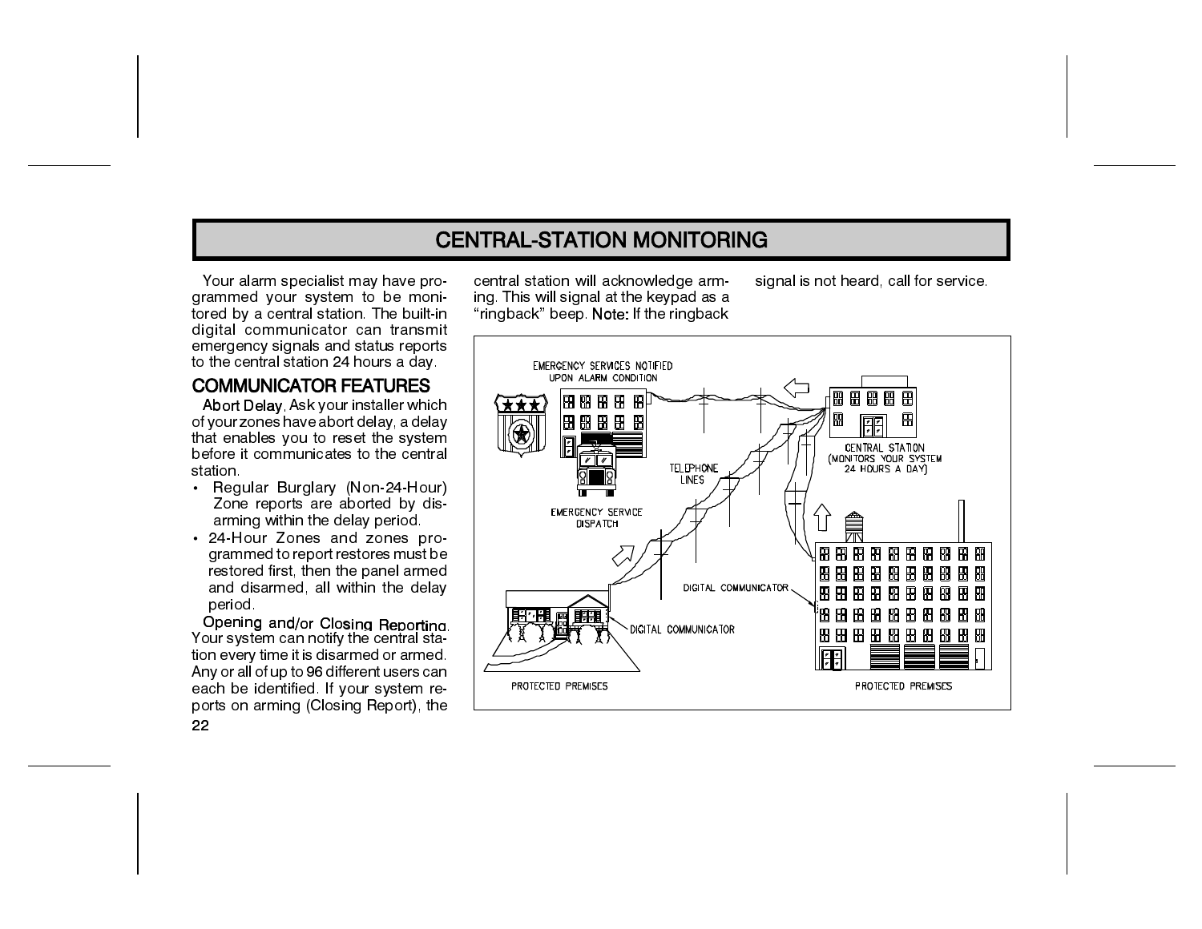# CENTRAL-STATION MONITORING

Your alarm specialist may have programmed your system to be monitored by a central station. The built-in digital communicator can transmit emergency signals and status reports to the central station 24 hours a day.

## COMMUNICATOR FEATURES

**Abort Delay**. Ask your installer which of your zones have abort delay, a delay that enables you to reset the system before it communicates to the central station.

- Regular Burglary (Non-24-Hour) Zone reports are aborted by disarming within the delay period.
- 24-Hour Zones and zones programmed to report restores must be restored first, then the panel armed and disarmed, all within the delay period.

**Opening and/or Closing Reporting**. Your system can notify the central station every time it is disarmed or armed. Any or all of up to 96 different users can each be identified. If your system reports on arming (Closing Report), the central station will acknowledge arming. This will signal at the keypad as a "ringback" beep. **Note:** If the ringback signal is not heard, call for service.

EMERGENCY SERVICES NOTIFIED UPON ALARM CONDITION

EMERGENCY SERVICE DISPATCH

TELEPHONE LINES

CENTRAL STATION (MONITORS YOUR SYSTEM 24 HOURS A DAY)

DIGITAL COMMUNICATOR

DIGITAL COMMUNICATOR

PROTECTED PREMISES

PROTECTED PREMISES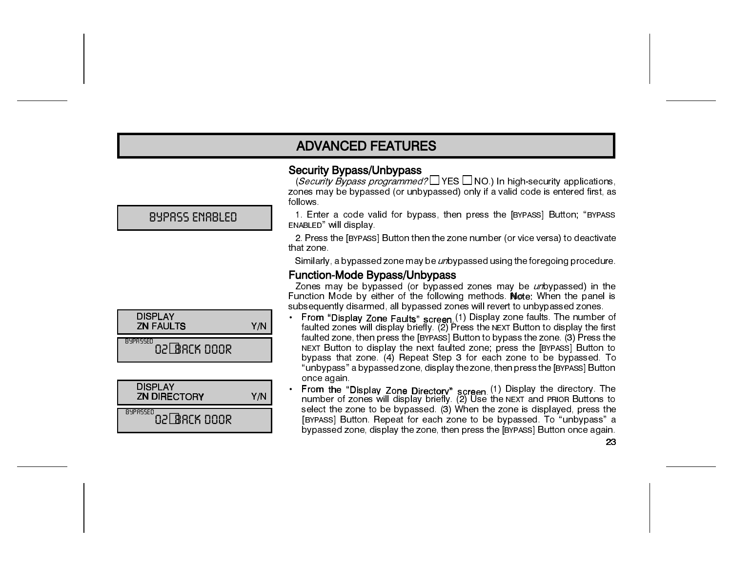# ADVANCED FEATURES

## Security Bypass/Unbypass

(*Security Bypass programmed?* ☐ YES ☐ NO.) In high-security applications, zones may be bypassed (or unbypassed) only if a valid code is entered first, as follows.

BYPASS ENABLED

1. Enter a code valid for bypass, then press the [BYPASS] Button; "BYPASS ENABLED" will display.

2. Press the [BYPASS] Button then the zone number (or vice versa) to deactivate that zone.

Similarly, a bypassed zone may be *un*bypassed using the foregoing procedure.

## Function-Mode Bypass/Unbypass

Zones may be bypassed (or bypassed zones may be *un*bypassed) in the Function Mode by either of the following methods. **Note:** When the panel is subsequently disarmed, all bypassed zones will revert to unbypassed zones.

DISPLAY
ZN FAULTS Y/N

BYPASSED
02 BACK DOOR

- **From "Display Zone Faults" screen.** (1) Display zone faults. The number of faulted zones will display briefly. (2) Press the NEXT Button to display the first faulted zone, then press the [BYPASS] Button to bypass the zone. (3) Press the NEXT Button to display the next faulted zone; press the [BYPASS] Button to bypass that zone. (4) Repeat Step 3 for each zone to be bypassed. To "unbypass" a bypassed zone, display the zone, then press the [BYPASS] Button once again.

DISPLAY
ZN DIRECTORY Y/N

BYPASSED
02 BACK DOOR

- **From the "Display Zone Directory" screen.** (1) Display the directory. The number of zones will display briefly. (2) Use the NEXT and PRIOR Buttons to select the zone to be bypassed. (3) When the zone is displayed, press the [BYPASS] Button. Repeat for each zone to be bypassed. To "unbypass" a bypassed zone, display the zone, then press the [BYPASS] Button once again.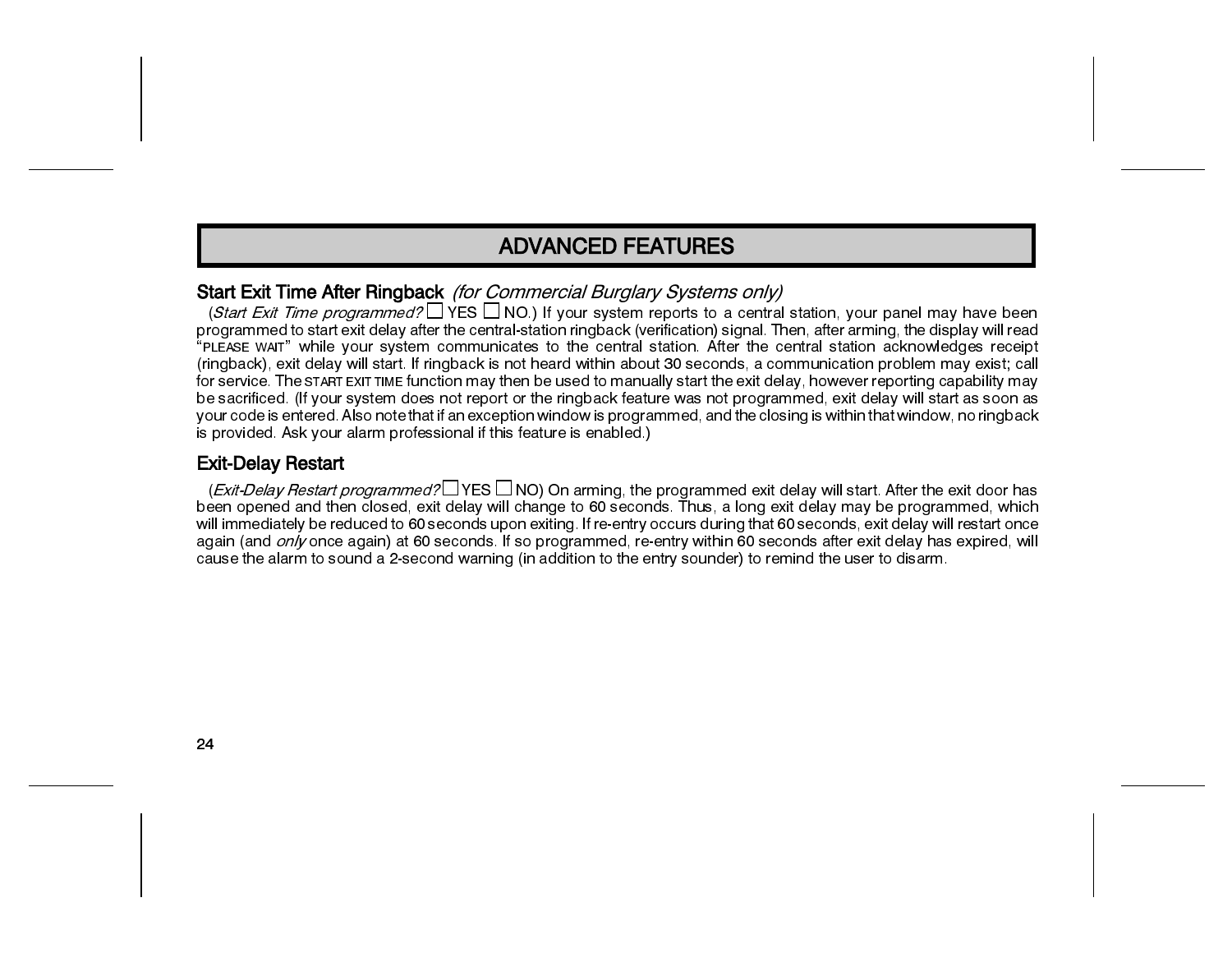# ADVANCED FEATURES

## Start Exit Time After Ringback *(for Commercial Burglary Systems only)*

(*Start Exit Time programmed?* ☐ YES ☐ NO.) If your system reports to a central station, your panel may have been programmed to start exit delay after the central-station ringback (verification) signal. Then, after arming, the display will read "PLEASE WAIT" while your system communicates to the central station. After the central station acknowledges receipt (ringback), exit delay will start. If ringback is not heard within about 30 seconds, a communication problem may exist; call for service. The START EXIT TIME function may then be used to manually start the exit delay, however reporting capability may be sacrificed. (If your system does not report or the ringback feature was not programmed, exit delay will start as soon as your code is entered. Also note that if an exception window is programmed, and the closing is within that window, no ringback is provided. Ask your alarm professional if this feature is enabled.)

## Exit-Delay Restart

(*Exit-Delay Restart programmed?* ☐ YES ☐ NO) On arming, the programmed exit delay will start. After the exit door has been opened and then closed, exit delay will change to 60 seconds. Thus, a long exit delay may be programmed, which will immediately be reduced to 60 seconds upon exiting. If re-entry occurs during that 60 seconds, exit delay will restart once again (and *only* once again) at 60 seconds. If so programmed, re-entry within 60 seconds after exit delay has expired, will cause the alarm to sound a 2-second warning (in addition to the entry sounder) to remind the user to disarm.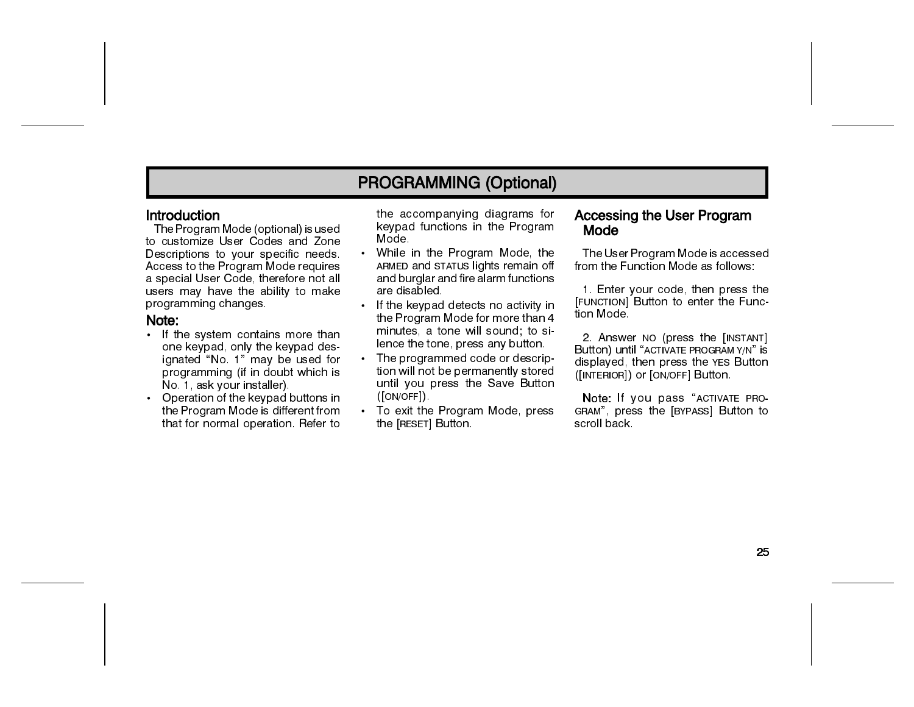# PROGRAMMING (Optional)

## Introduction

The Program Mode (optional) is used to customize User Codes and Zone Descriptions to your specific needs. Access to the Program Mode requires a special User Code, therefore not all users may have the ability to make programming changes.

### Note:

- If the system contains more than one keypad, only the keypad designated "No. 1" may be used for programming (if in doubt which is No. 1, ask your installer).
- Operation of the keypad buttons in the Program Mode is different from that for normal operation. Refer to the accompanying diagrams for keypad functions in the Program Mode.
- While in the Program Mode, the ARMED and STATUS lights remain off and burglar and fire alarm functions are disabled.
- If the keypad detects no activity in the Program Mode for more than 4 minutes, a tone will sound; to silence the tone, press any button.
- The programmed code or description will not be permanently stored until you press the Save Button ([ON/OFF]).
- To exit the Program Mode, press the [RESET] Button.

## Accessing the User Program Mode

The User Program Mode is accessed from the Function Mode as follows:

1. Enter your code, then press the [FUNCTION] Button to enter the Function Mode.

2. Answer NO (press the [INSTANT] Button) until "ACTIVATE PROGRAM Y/N" is displayed, then press the YES Button ([INTERIOR]) or [ON/OFF] Button.

**Note:** If you pass "ACTIVATE PROGRAM", press the [BYPASS] Button to scroll back.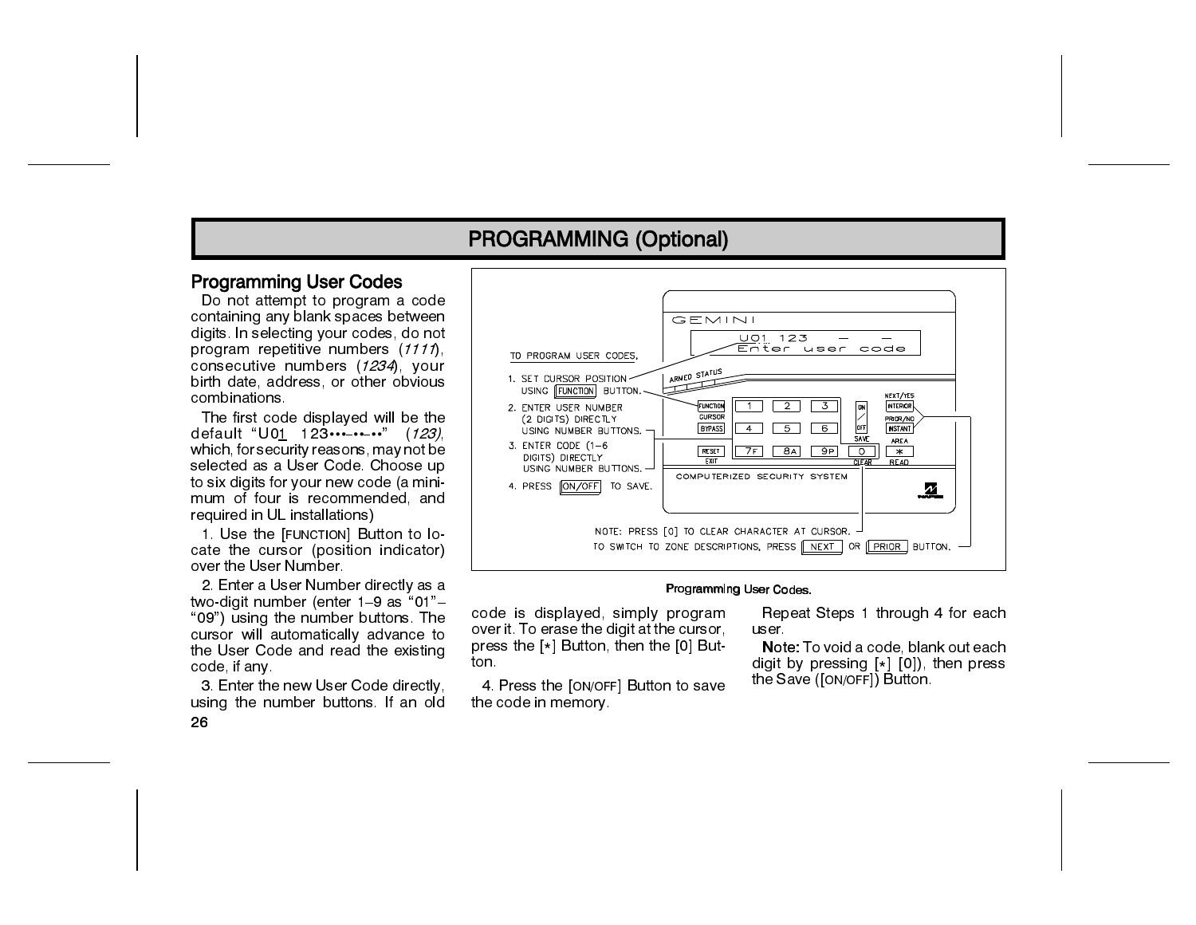# PROGRAMMING (Optional)

## Programming User Codes

Do not attempt to program a code containing any blank spaces between digits. In selecting your codes, do not program repetitive numbers (*1111*), consecutive numbers (*1234*), your birth date, address, or other obvious combinations.

The first code displayed will be the default "U01 123•••–••–••" (*123*), which, for security reasons, may not be selected as a User Code. Choose up to six digits for your new code (a minimum of four is recommended, and required in UL installations)

1. Use the [FUNCTION] Button to locate the cursor (position indicator) over the User Number.

2. Enter a User Number directly as a two-digit number (enter 1–9 as "01"–"09") using the number buttons. The cursor will automatically advance to the User Code and read the existing code, if any.

3. Enter the new User Code directly, using the number buttons. If an old code is displayed, simply program over it. To erase the digit at the cursor, press the [*] Button, then the [0] Button.

4. Press the [ON/OFF] Button to save the code in memory.

Repeat Steps 1 through 4 for each user.

**Note:** To void a code, blank out each digit by pressing [*] [0]), then press the Save ([ON/OFF]) Button.

TO PROGRAM USER CODES,

1. SET CURSOR POSITION USING [FUNCTION] BUTTON.
2. ENTER USER NUMBER (2 DIGITS) DIRECTLY USING NUMBER BUTTONS.
3. ENTER CODE (1–6 DIGITS) DIRECTLY USING NUMBER BUTTONS.
4. PRESS [ON/OFF] TO SAVE.

NOTE: PRESS [0] TO CLEAR CHARACTER AT CURSOR.
TO SWITCH TO ZONE DESCRIPTIONS, PRESS [NEXT] OR [PRIOR] BUTTON.

Programming User Codes.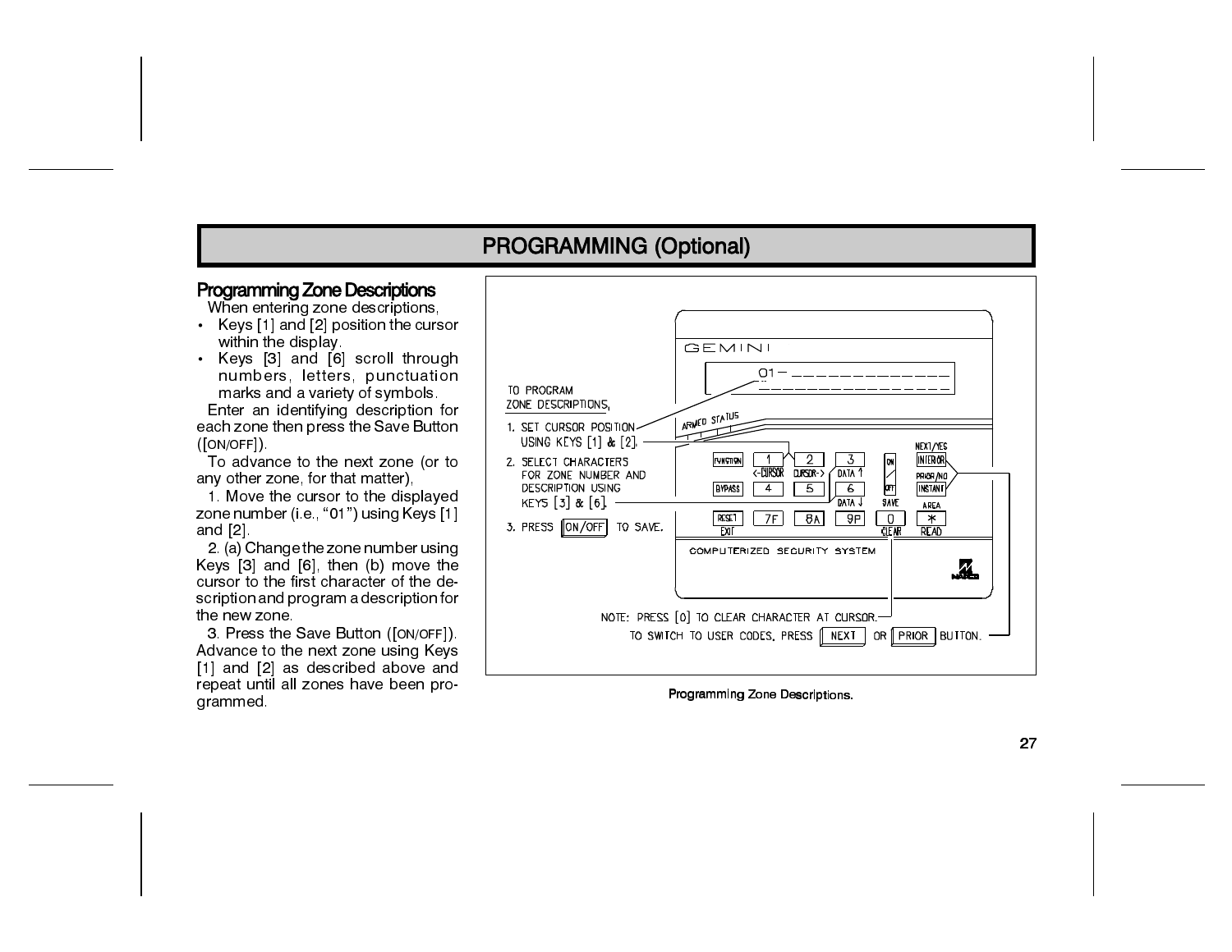# PROGRAMMING (Optional)

## Programming Zone Descriptions

When entering zone descriptions,

- Keys [1] and [2] position the cursor within the display.
- Keys [3] and [6] scroll through numbers, letters, punctuation marks and a variety of symbols.

Enter an identifying description for each zone then press the Save Button ([ON/OFF]).

To advance to the next zone (or to any other zone, for that matter),

1. Move the cursor to the displayed zone number (i.e., "01") using Keys [1] and [2].

2. (a) Change the zone number using Keys [3] and [6], then (b) move the cursor to the first character of the description and program a description for the new zone.

3. Press the Save Button ([ON/OFF]). Advance to the next zone using Keys [1] and [2] as described above and repeat until all zones have been programmed.

TO PROGRAM ZONE DESCRIPTIONS,

1. SET CURSOR POSITION USING KEYS [1] & [2].
2. SELECT CHARACTERS FOR ZONE NUMBER AND DESCRIPTION USING KEYS [3] & [6].
3. PRESS [ON/OFF] TO SAVE.

NOTE: PRESS [0] TO CLEAR CHARACTER AT CURSOR.
TO SWITCH TO USER CODES, PRESS [NEXT] OR [PRIOR] BUTTON.

Programming Zone Descriptions.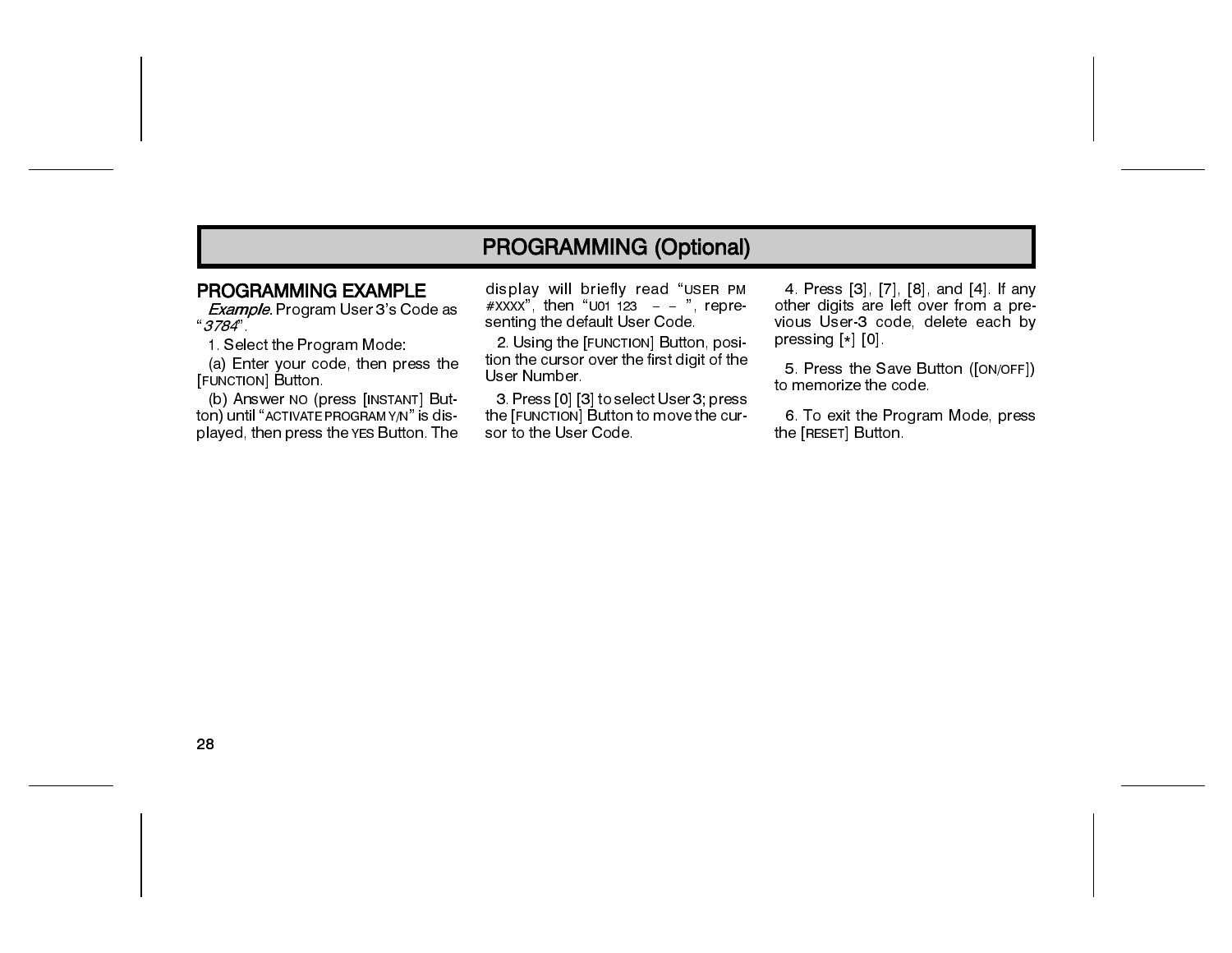# PROGRAMMING (Optional)

## PROGRAMMING EXAMPLE

*Example*: Program User 3's Code as "*3784*".

1. Select the Program Mode:

(a) Enter your code, then press the [FUNCTION] Button.

(b) Answer NO (press [INSTANT] Button) until "ACTIVATE PROGRAM Y/N" is displayed, then press the YES Button. The display will briefly read "USER PM #XXXX", then "U01 123 – – ", representing the default User Code.

2. Using the [FUNCTION] Button, position the cursor over the first digit of the User Number.

3. Press [0] [3] to select User 3; press the [FUNCTION] Button to move the cursor to the User Code.

4. Press [3], [7], [8], and [4]. If any other digits are left over from a previous User-3 code, delete each by pressing [*] [0].

5. Press the Save Button ([ON/OFF]) to memorize the code.

6. To exit the Program Mode, press the [RESET] Button.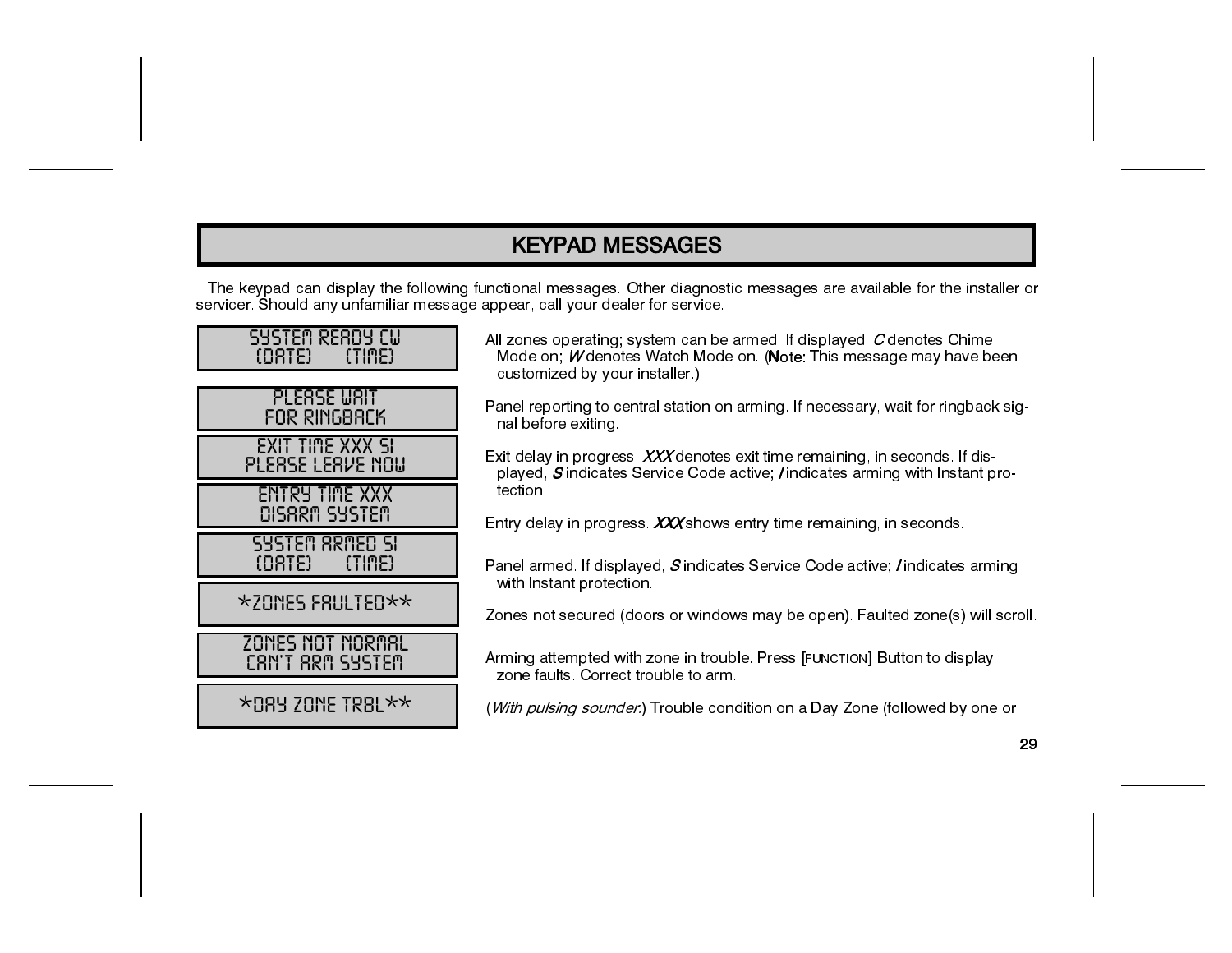# KEYPAD MESSAGES

The keypad can display the following functional messages. Other diagnostic messages are available for the installer or servicer. Should any unfamiliar message appear, call your dealer for service.

| Display | Meaning |
|---|---|
| SYSTEM READY CW<br>(DATE) (TIME) | All zones operating; system can be armed. If displayed, *C* denotes Chime Mode on; *W* denotes Watch Mode on. (**Note:** This message may have been customized by your installer.) |
| PLEASE WAIT<br>FOR RINGBACK | Panel reporting to central station on arming. If necessary, wait for ringback signal before exiting. |
| EXIT TIME XXX SI<br>PLEASE LEAVE NOW | Exit delay in progress. *XXX* denotes exit time remaining, in seconds. If displayed, *S* indicates Service Code active; *I* indicates arming with Instant protection. |
| ENTRY TIME XXX<br>DISARM SYSTEM | Entry delay in progress. *XXX* shows entry time remaining, in seconds. |
| SYSTEM ARMED SI<br>(DATE) (TIME) | Panel armed. If displayed, *S* indicates Service Code active; *I* indicates arming with Instant protection. |
| *ZONES FAULTED** | Zones not secured (doors or windows may be open). Faulted zone(s) will scroll. |
| ZONES NOT NORMAL<br>CAN'T ARM SYSTEM | Arming attempted with zone in trouble. Press [FUNCTION] Button to display zone faults. Correct trouble to arm. |
| *DAY ZONE TRBL** | (*With pulsing sounder.*) Trouble condition on a Day Zone (followed by one or |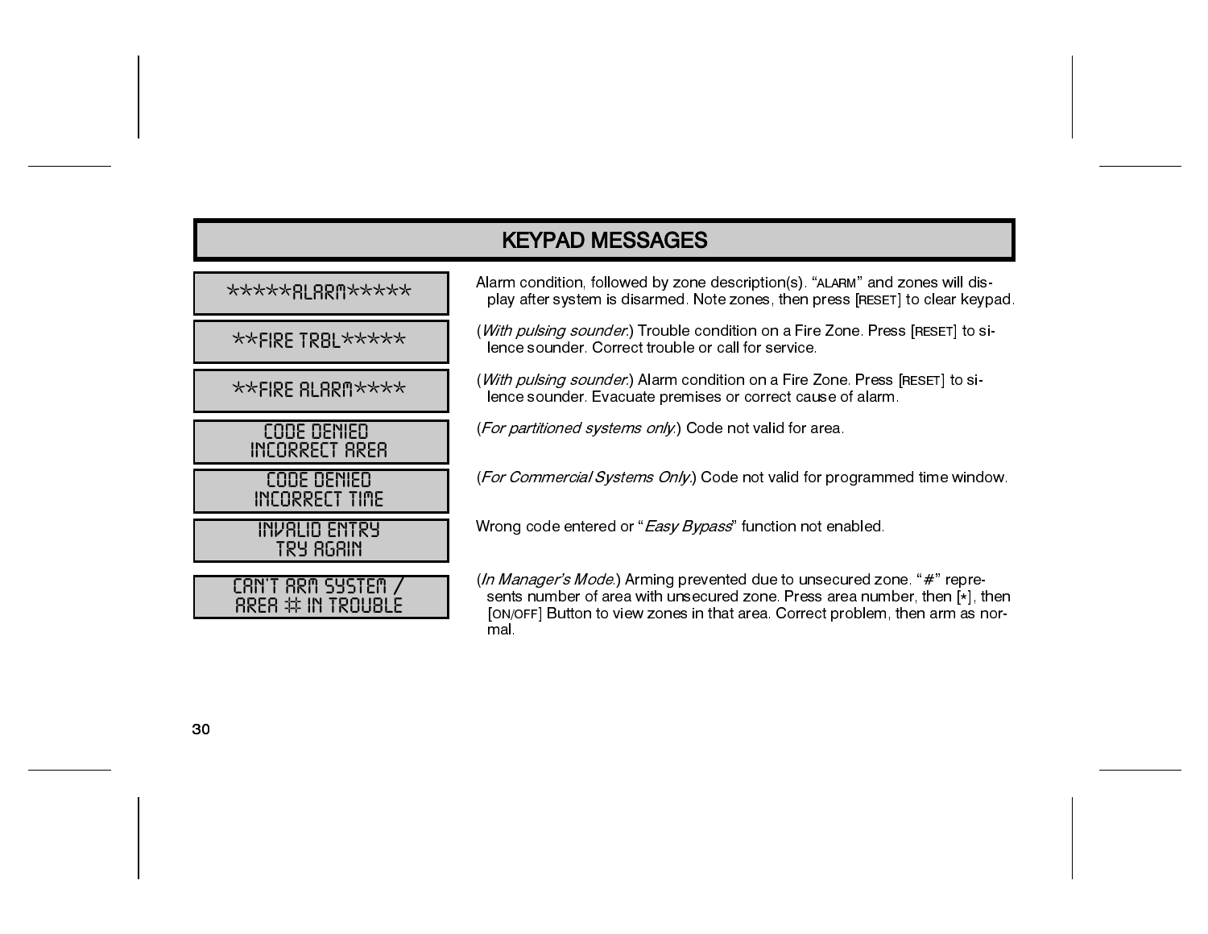## KEYPAD MESSAGES

| Display | Description |
|---|---|
| *****ALARM***** | Alarm condition, followed by zone description(s). "ALARM" and zones will display after system is disarmed. Note zones, then press [RESET] to clear keypad. |
| **FIRE TRBL***** | (*With pulsing sounder.*) Trouble condition on a Fire Zone. Press [RESET] to silence sounder. Correct trouble or call for service. |
| **FIRE ALARM**** | (*With pulsing sounder.*) Alarm condition on a Fire Zone. Press [RESET] to silence sounder. Evacuate premises or correct cause of alarm. |
| CODE DENIED INCORRECT AREA | (*For partitioned systems only.*) Code not valid for area. |
| CODE DENIED INCORRECT TIME | (*For Commercial Systems Only.*) Code not valid for programmed time window. |
| INVALID ENTRY TRY AGAIN | Wrong code entered or "*Easy Bypass*" function not enabled. |
| CAN'T ARM SYSTEM / AREA # IN TROUBLE | (*In Manager's Mode.*) Arming prevented due to unsecured zone. "#" represents number of area with unsecured zone. Press area number, then [*], then [ON/OFF] Button to view zones in that area. Correct problem, then arm as normal. |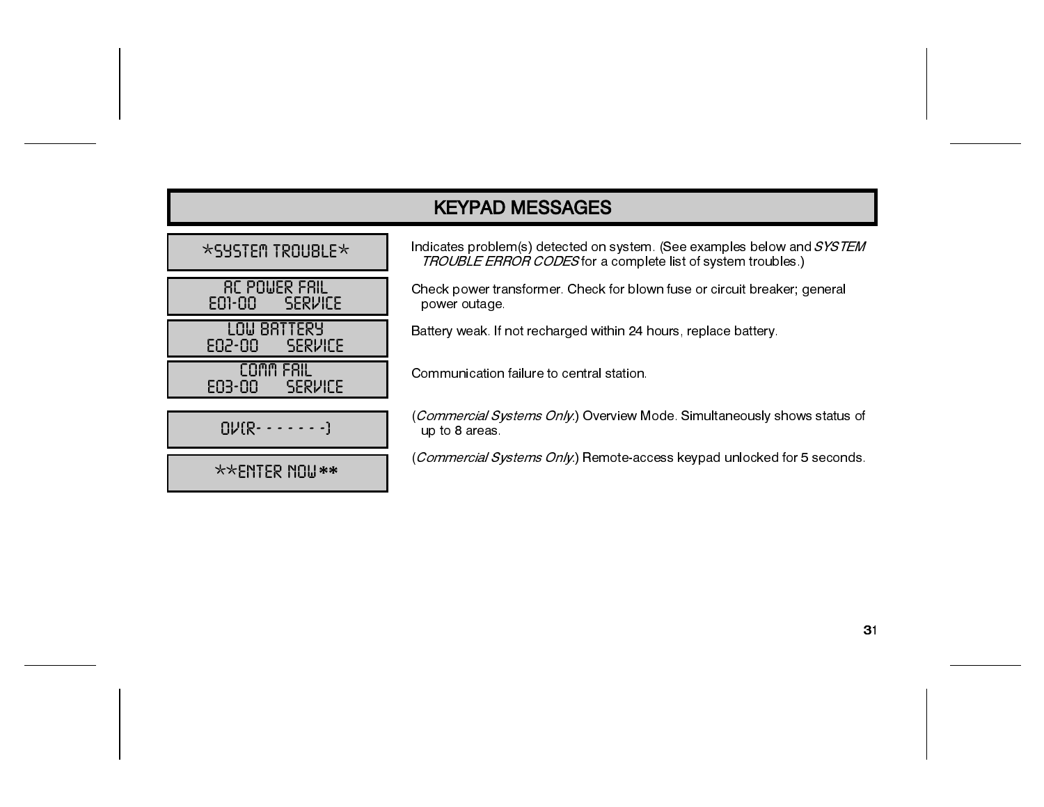## KEYPAD MESSAGES

| Keypad Display | Meaning |
|---|---|
| *SYSTEM TROUBLE* | Indicates problem(s) detected on system. (See examples below and *SYSTEM TROUBLE ERROR CODES* for a complete list of system troubles.) |
| AC POWER FAIL<br>E01-00 SERVICE | Check power transformer. Check for blown fuse or circuit breaker; general power outage. |
| LOW BATTERY<br>E02-00 SERVICE | Battery weak. If not recharged within 24 hours, replace battery. |
| COMM FAIL<br>E03-00 SERVICE | Communication failure to central station. |
| OV[R- - - - - - -] | (*Commercial Systems Only.*) Overview Mode. Simultaneously shows status of up to 8 areas. |
| **ENTER NOW** | (*Commercial Systems Only.*) Remote-access keypad unlocked for 5 seconds. |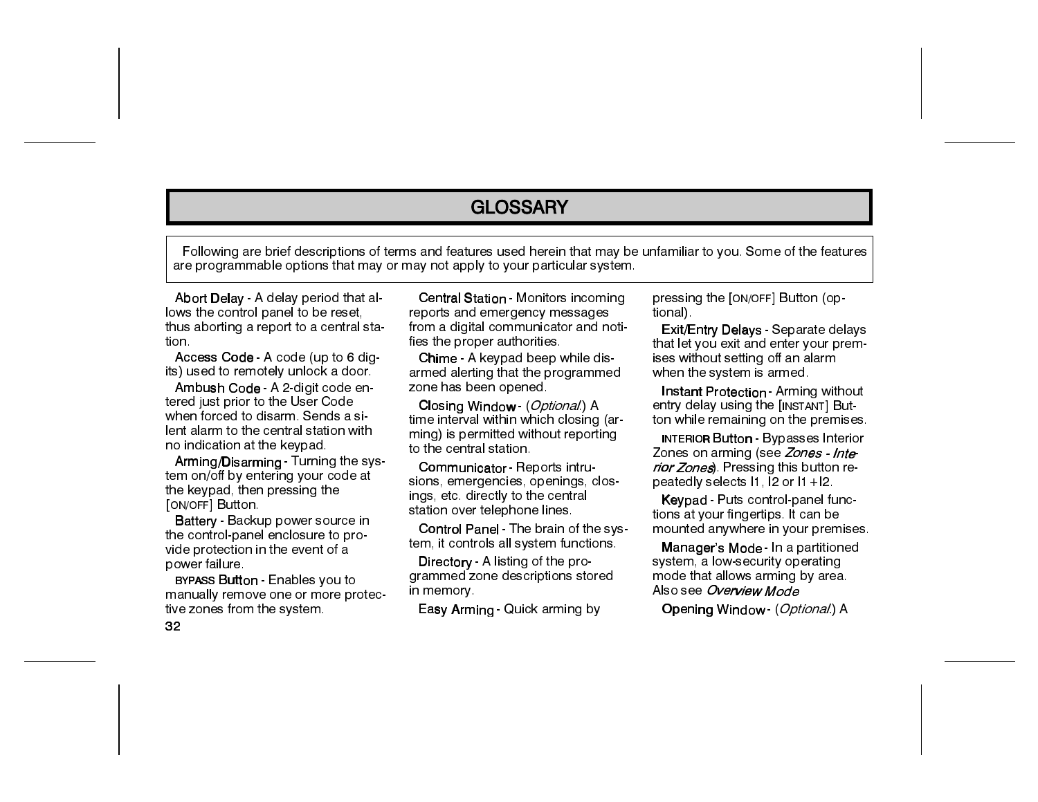# GLOSSARY

Following are brief descriptions of terms and features used herein that may be unfamiliar to you. Some of the features are programmable options that may or may not apply to your particular system.

**Abort Delay** - A delay period that allows the control panel to be reset, thus aborting a report to a central station.

**Access Code** - A code (up to 6 digits) used to remotely unlock a door.

**Ambush Code** - A 2-digit code entered just prior to the User Code when forced to disarm. Sends a silent alarm to the central station with no indication at the keypad.

**Arming/Disarming** - Turning the system on/off by entering your code at the keypad, then pressing the [ON/OFF] Button.

**Battery** - Backup power source in the control-panel enclosure to provide protection in the event of a power failure.

**BYPASS Button** - Enables you to manually remove one or more protective zones from the system.

**Central Station** - Monitors incoming reports and emergency messages from a digital communicator and notifies the proper authorities.

**Chime** - A keypad beep while disarmed alerting that the programmed zone has been opened.

**Closing Window** - (*Optional.*) A time interval within which closing (arming) is permitted without reporting to the central station.

**Communicator** - Reports intrusions, emergencies, openings, closings, etc. directly to the central station over telephone lines.

**Control Panel** - The brain of the system, it controls all system functions.

**Directory** - A listing of the programmed zone descriptions stored in memory.

**Easy Arming** - Quick arming by pressing the [ON/OFF] Button (optional).

**Exit/Entry Delays** - Separate delays that let you exit and enter your premises without setting off an alarm when the system is armed.

**Instant Protection** - Arming without entry delay using the [INSTANT] Button while remaining on the premises.

**INTERIOR Button** - Bypasses Interior Zones on arming (see *Zones - Interior Zones*). Pressing this button repeatedly selects I1, I2 or I1 + I2.

**Keypad** - Puts control-panel functions at your fingertips. It can be mounted anywhere in your premises.

**Manager's Mode** - In a partitioned system, a low-security operating mode that allows arming by area. Also see *Overview Mode*

**Opening Window** - (*Optional.*) A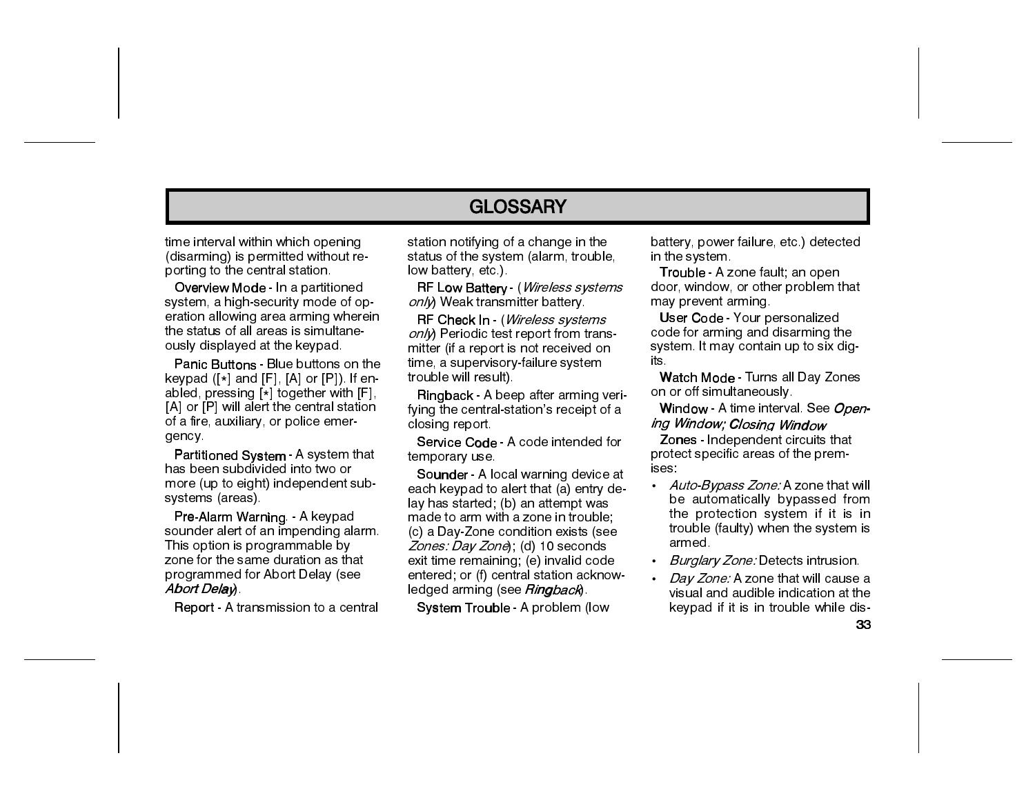# GLOSSARY

time interval within which opening (disarming) is permitted without reporting to the central station.

**Overview Mode** - In a partitioned system, a high-security mode of operation allowing area arming wherein the status of all areas is simultaneously displayed at the keypad.

**Panic Buttons** - Blue buttons on the keypad ([*] and [F], [A] or [P]). If enabled, pressing [*] together with [F], [A] or [P] will alert the central station of a fire, auxiliary, or police emergency.

**Partitioned System** - A system that has been subdivided into two or more (up to eight) independent subsystems (areas).

**Pre-Alarm Warning**. - A keypad sounder alert of an impending alarm. This option is programmable by zone for the same duration as that programmed for Abort Delay (see ***Abort Delay***).

**Report** - A transmission to a central station notifying of a change in the status of the system (alarm, trouble, low battery, etc.).

**RF Low Battery** - (*Wireless systems only*) Weak transmitter battery.

**RF Check In** - (*Wireless systems only*) Periodic test report from transmitter (if a report is not received on time, a supervisory-failure system trouble will result).

**Ringback** - A beep after arming verifying the central-station's receipt of a closing report.

**Service Code** - A code intended for temporary use.

**Sounder** - A local warning device at each keypad to alert that (a) entry delay has started; (b) an attempt was made to arm with a zone in trouble; (c) a Day-Zone condition exists (see *Zones: Day Zone*); (d) 10 seconds exit time remaining; (e) invalid code entered; or (f) central station acknowledged arming (see ***Ringback***).

**System Trouble** - A problem (low battery, power failure, etc.) detected in the system.

**Trouble** - A zone fault; an open door, window, or other problem that may prevent arming.

**User Code** - Your personalized code for arming and disarming the system. It may contain up to six digits.

**Watch Mode** - Turns all Day Zones on or off simultaneously.

**Window** - A time interval. See ***Opening Window; Closing Window***

**Zones** - Independent circuits that protect specific areas of the premises:

- *Auto-Bypass Zone:* A zone that will be automatically bypassed from the protection system if it is in trouble (faulty) when the system is armed.
- *Burglary Zone:* Detects intrusion.
- *Day Zone:* A zone that will cause a visual and audible indication at the keypad if it is in trouble while dis-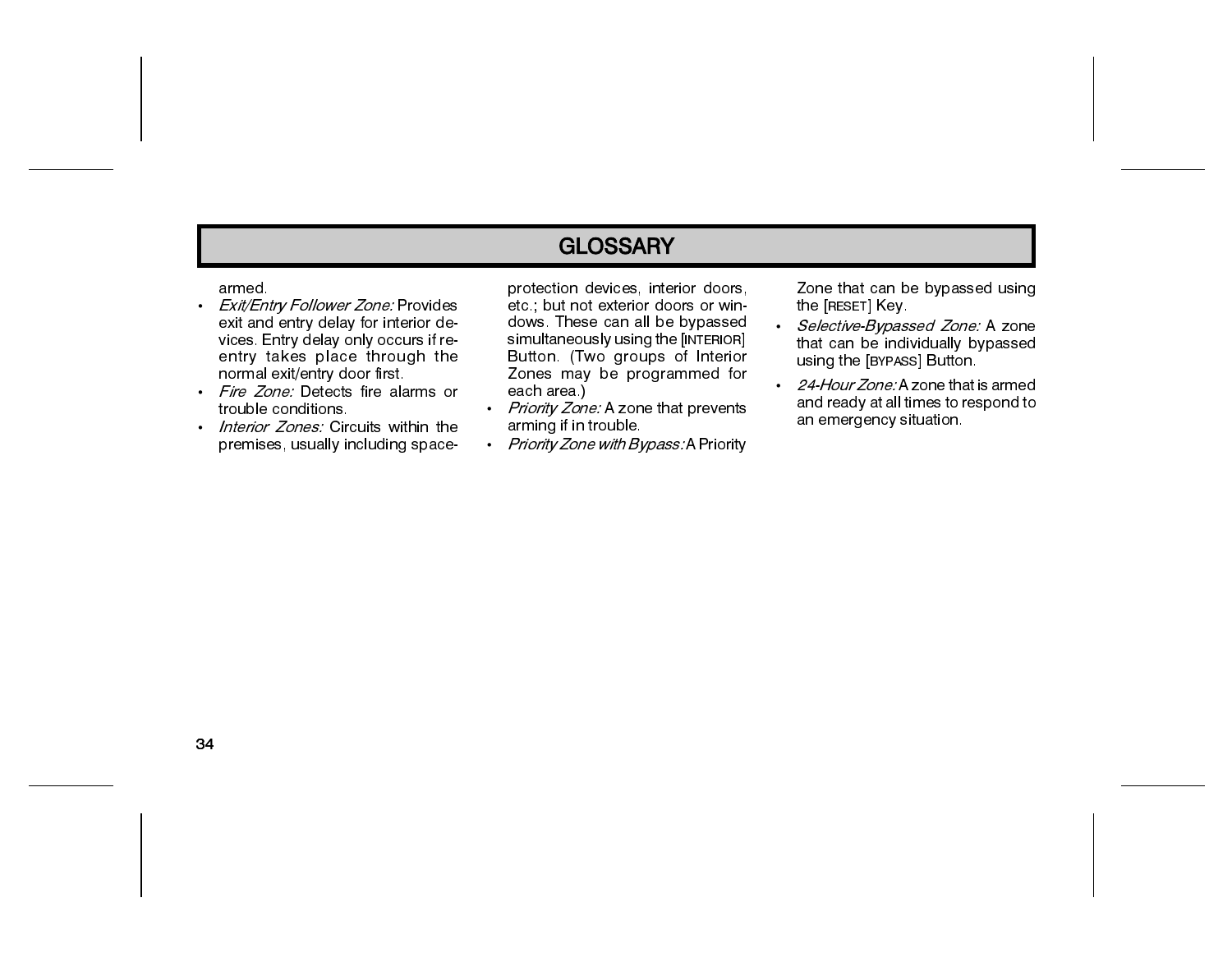## GLOSSARY

armed.

- *Exit/Entry Follower Zone:* Provides exit and entry delay for interior devices. Entry delay only occurs if re-entry takes place through the normal exit/entry door first.
- *Fire Zone:* Detects fire alarms or trouble conditions.
- *Interior Zones:* Circuits within the premises, usually including space-protection devices, interior doors, etc.; but not exterior doors or windows. These can all be bypassed simultaneously using the [INTERIOR] Button. (Two groups of Interior Zones may be programmed for each area.)
- *Priority Zone:* A zone that prevents arming if in trouble.
- *Priority Zone with Bypass:* A Priority Zone that can be bypassed using the [RESET] Key.
- *Selective-Bypassed Zone:* A zone that can be individually bypassed using the [BYPASS] Button.
- *24-Hour Zone:* A zone that is armed and ready at all times to respond to an emergency situation.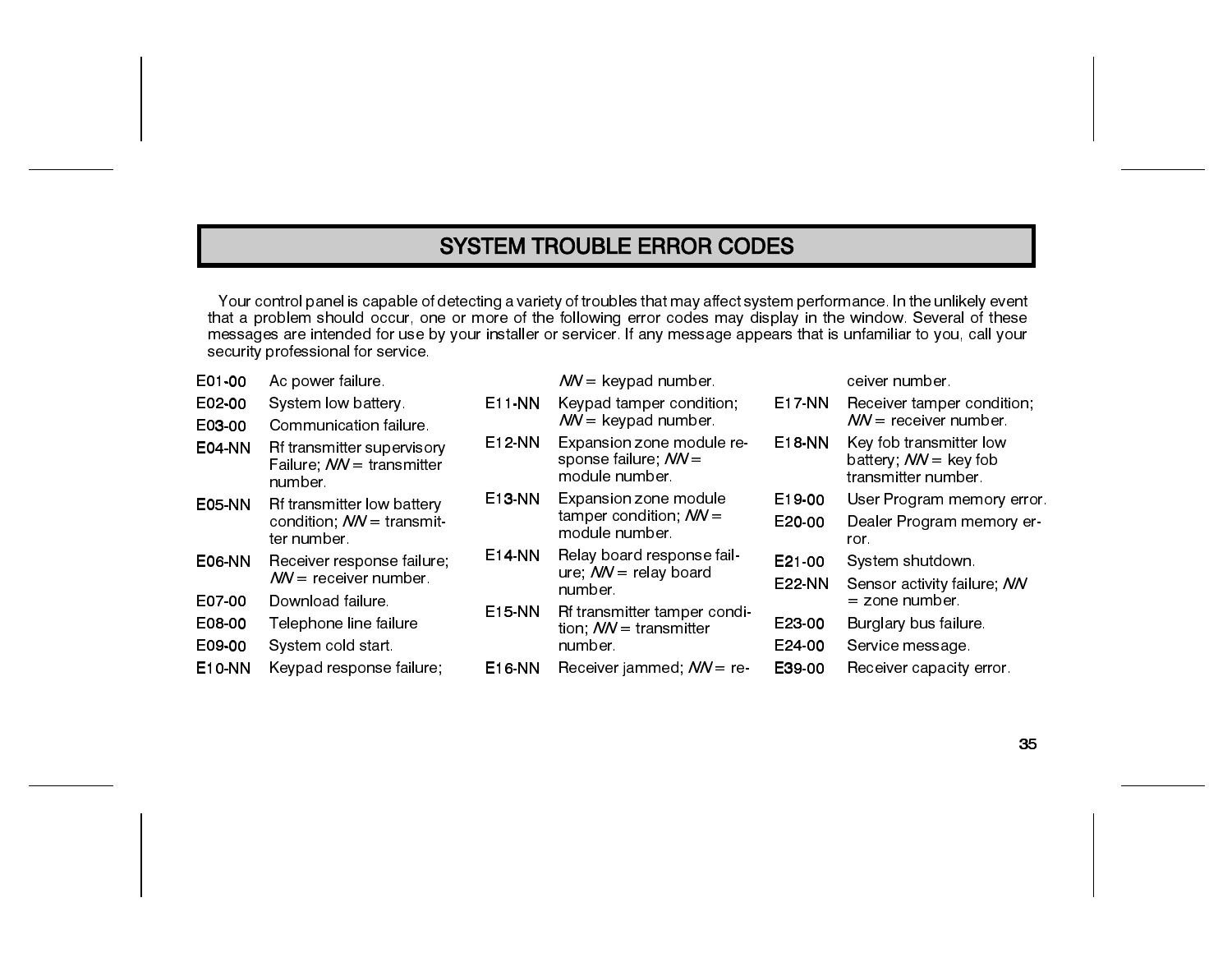# SYSTEM TROUBLE ERROR CODES

Your control panel is capable of detecting a variety of troubles that may affect system performance. In the unlikely event that a problem should occur, one or more of the following error codes may display in the window. Several of these messages are intended for use by your installer or servicer. If any message appears that is unfamiliar to you, call your security professional for service.

| Code | Description |
|---|---|
| E01-00 | Ac power failure. |
| E02-00 | System low battery. |
| E03-00 | Communication failure. |
| E04-NN | Rf transmitter supervisory Failure; *NN* = transmitter number. |
| E05-NN | Rf transmitter low battery condition; *NN* = transmitter number. |
| E06-NN | Receiver response failure; *NN* = receiver number. |
| E07-00 | Download failure. |
| E08-00 | Telephone line failure |
| E09-00 | System cold start. |
| E10-NN | Keypad response failure; *NN* = keypad number. |
| E11-NN | Keypad tamper condition; *NN* = keypad number. |
| E12-NN | Expansion zone module response failure; *NN* = module number. |
| E13-NN | Expansion zone module tamper condition; *NN* = module number. |
| E14-NN | Relay board response failure; *NN* = relay board number. |
| E15-NN | Rf transmitter tamper condition; *NN* = transmitter number. |
| E16-NN | Receiver jammed; *NN* = receiver number. |
| E17-NN | Receiver tamper condition; *NN* = receiver number. |
| E18-NN | Key fob transmitter low battery; *NN* = key fob transmitter number. |
| E19-00 | User Program memory error. |
| E20-00 | Dealer Program memory error. |
| E21-00 | System shutdown. |
| E22-NN | Sensor activity failure; *NN* = zone number. |
| E23-00 | Burglary bus failure. |
| E24-00 | Service message. |
| E39-00 | Receiver capacity error. |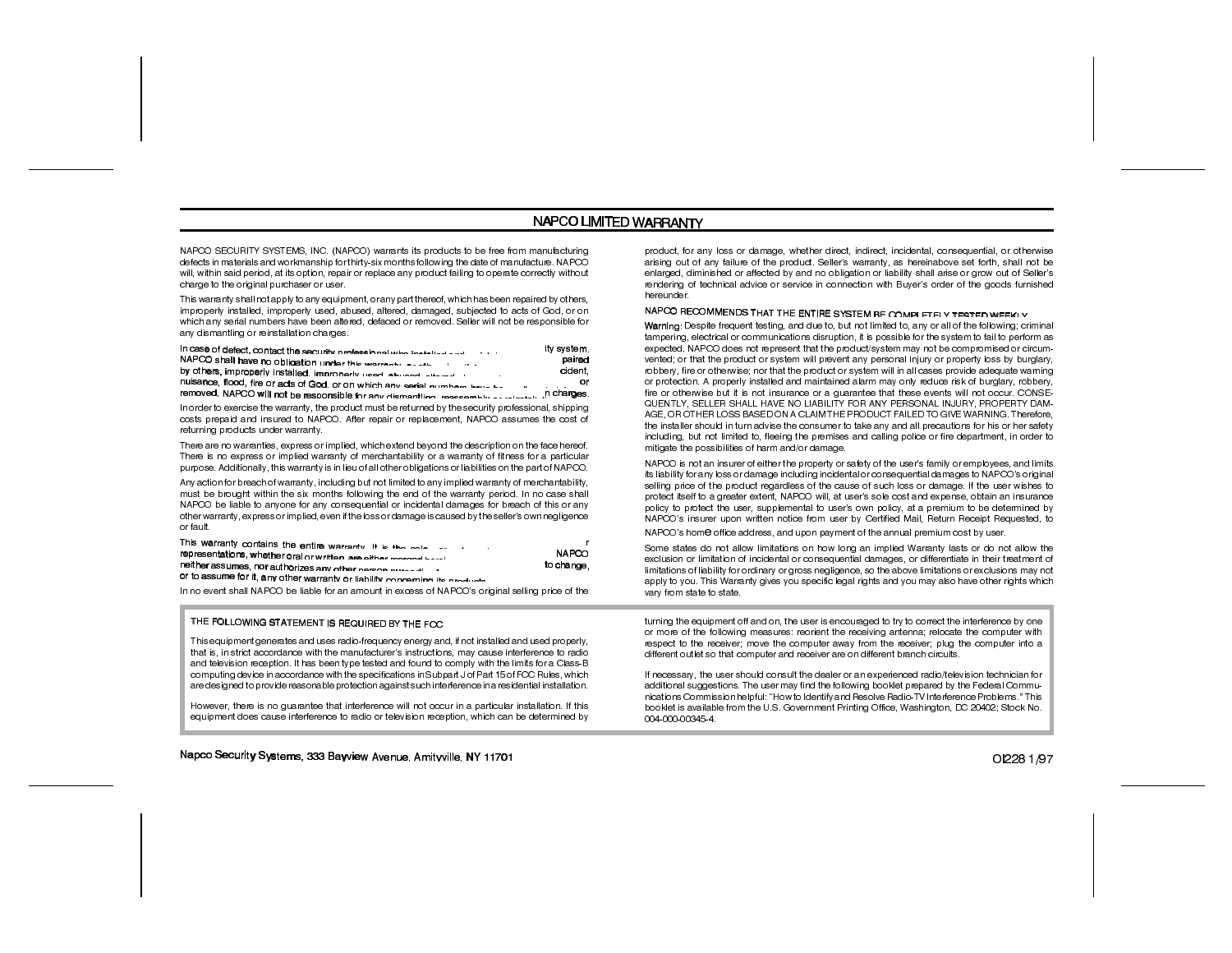## NAPCO LIMITED WARRANTY

NAPCO SECURITY SYSTEMS, INC. (NAPCO) warrants its products to be free from manufacturing defects in materials and workmanship for thirty-six months following the date of manufacture. NAPCO will, within said period, at its option, repair or replace any product failing to operate correctly without charge to the original purchaser or user.

This warranty shall not apply to any equipment, or any part thereof, which has been repaired by others, improperly installed, improperly used, abused, altered, damaged, subjected to acts of God, or on which any serial numbers have been altered, defaced or removed. Seller will not be responsible for any dismantling or reinstallation charges.

In case of defect, contact the security professional who installed and ... ity system. NAPCO shall have no obligation under this warranty or oth... paired by others, improperly installed, improperly used, abused, altered ... cident, nuisance, flood, fire or acts of God, or on which any serial numbers have be... or removed. NAPCO will not be responsible for any dismantling, reassembly or reinstall... n charges.

In order to exercise the warranty, the product must be returned by the security professional, shipping costs prepaid and insured to NAPCO. After repair or replacement, NAPCO assumes the cost of returning products under warranty.

There are no warranties, express or implied, which extend beyond the description on the face hereof. There is no express or implied warranty of merchantability or a warranty of fitness for a particular purpose. Additionally, this warranty is in lieu of all other obligations or liabilities on the part of NAPCO.

Any action for breach of warranty, including but not limited to any implied warranty of merchantability, must be brought within the six months following the end of the warranty period. In no case shall NAPCO be liable to anyone for any consequential or incidental damages for breach of this or any other warranty, express or implied, even if the loss or damage is caused by the seller's own negligence or fault.

This warranty contains the entire warranty. It is the sole ... r representations, whether oral or written, are either merged here... NAPCO neither assumes, nor authorizes any other person purporti... to change, or to assume for it, any other warranty or liability concerning its products.

In no event shall NAPCO be liable for an amount in excess of NAPCO's original selling price of the product, for any loss or damage, whether direct, indirect, incidental, consequential, or otherwise arising out of any failure of the product. Seller's warranty, as hereinabove set forth, shall not be enlarged, diminished or affected by and no obligation or liability shall arise or grow out of Seller's rendering of technical advice or service in connection with Buyer's order of the goods furnished hereunder.

NAPCO RECOMMENDS THAT THE ENTIRE SYSTEM BE COMPLETELY TESTED WEEKLY.

**Warning:** Despite frequent testing, and due to, but not limited to, any or all of the following; criminal tampering, electrical or communications disruption, it is possible for the system to fail to perform as expected. NAPCO does not represent that the product/system may not be compromised or circumvented; or that the product or system will prevent any personal injury or property loss by burglary, robbery, fire or otherwise; nor that the product or system will in all cases provide adequate warning or protection. A properly installed and maintained alarm may only reduce risk of burglary, robbery, fire or otherwise but it is not insurance or a guarantee that these events will not occur. CONSEQUENTLY, SELLER SHALL HAVE NO LIABILITY FOR ANY PERSONAL INJURY, PROPERTY DAMAGE, OR OTHER LOSS BASED ON A CLAIM THE PRODUCT FAILED TO GIVE WARNING. Therefore, the installer should in turn advise the consumer to take any and all precautions for his or her safety including, but not limited to, fleeing the premises and calling police or fire department, in order to mitigate the possibilities of harm and/or damage.

NAPCO is not an insurer of either the property or safety of the user's family or employees, and limits its liability for any loss or damage including incidental or consequential damages to NAPCO's original selling price of the product regardless of the cause of such loss or damage. If the user wishes to protect itself to a greater extent, NAPCO will, at user's sole cost and expense, obtain an insurance policy to protect the user, supplemental to user's own policy, at a premium to be determined by NAPCO's insurer upon written notice from user by Certified Mail, Return Receipt Requested, to NAPCO's home office address, and upon payment of the annual premium cost by user.

Some states do not allow limitations on how long an implied Warranty lasts or do not allow the exclusion or limitation of incidental or consequential damages, or differentiate in their treatment of limitations of liability for ordinary or gross negligence, so the above limitations or exclusions may not apply to you. This Warranty gives you specific legal rights and you may also have other rights which vary from state to state.

### THE FOLLOWING STATEMENT IS REQUIRED BY THE FCC

This equipment generates and uses radio-frequency energy and, if not installed and used properly, that is, in strict accordance with the manufacturer's instructions, may cause interference to radio and television reception. It has been type tested and found to comply with the limits for a Class-B computing device in accordance with the specifications in Subpart J of Part 15 of FCC Rules, which are designed to provide reasonable protection against such interference in a residential installation.

However, there is no guarantee that interference will not occur in a particular installation. If this equipment does cause interference to radio or television reception, which can be determined by turning the equipment off and on, the user is encouraged to try to correct the interference by one or more of the following measures: reorient the receiving antenna; relocate the computer with respect to the receiver; move the computer away from the receiver; plug the computer into a different outlet so that computer and receiver are on different branch circuits.

If necessary, the user should consult the dealer or an experienced radio/television technician for additional suggestions. The user may find the following booklet prepared by the Federal Communications Commission helpful: "How to Identify and Resolve Radio-TV Interference Problems." This booklet is available from the U.S. Government Printing Office, Washington, DC 20402; Stock No. 004-000-00345-4.

Napco Security Systems, 333 Bayview Avenue, Amityville, NY 11701

OI228 1/97